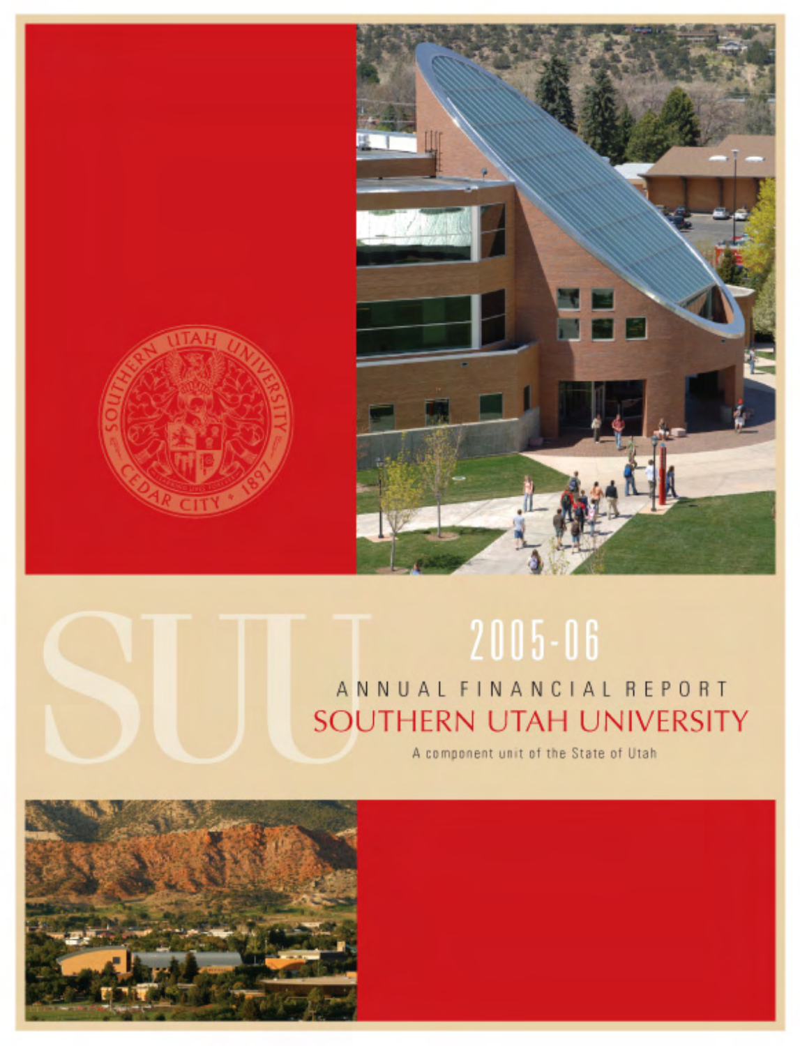# SUU

# 2005-06

## ANNUAL FINANCIAL REPORT

# SOUTHERN UTAH UNIVERSITY

A component unit of the State of Utah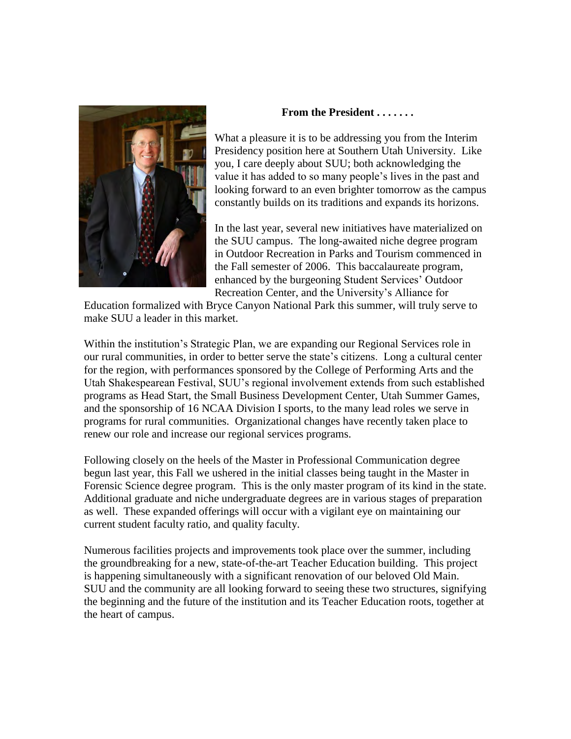**From the President . . . . . . .**

What a pleasure it is to be addressing you from the Interim Presidency position here at Southern Utah University. Like you, I care deeply about SUU; both acknowledging the value it has added to so many people's lives in the past and looking forward to an even brighter tomorrow as the campus constantly builds on its traditions and expands its horizons.

In the last year, several new initiatives have materialized on the SUU campus. The long-awaited niche degree program in Outdoor Recreation in Parks and Tourism commenced in the Fall semester of 2006. This baccalaureate program, enhanced by the burgeoning Student Services' Outdoor Recreation Center, and the University's Alliance for Education formalized with Bryce Canyon National Park this summer, will truly serve to make SUU a leader in this market.

Within the institution's Strategic Plan, we are expanding our Regional Services role in our rural communities, in order to better serve the state's citizens. Long a cultural center for the region, with performances sponsored by the College of Performing Arts and the Utah Shakespearean Festival, SUU's regional involvement extends from such established programs as Head Start, the Small Business Development Center, Utah Summer Games, and the sponsorship of 16 NCAA Division I sports, to the many lead roles we serve in programs for rural communities. Organizational changes have recently taken place to renew our role and increase our regional services programs.

Following closely on the heels of the Master in Professional Communication degree begun last year, this Fall we ushered in the initial classes being taught in the Master in Forensic Science degree program. This is the only master program of its kind in the state. Additional graduate and niche undergraduate degrees are in various stages of preparation as well. These expanded offerings will occur with a vigilant eye on maintaining our current student faculty ratio, and quality faculty.

Numerous facilities projects and improvements took place over the summer, including the groundbreaking for a new, state-of-the-art Teacher Education building. This project is happening simultaneously with a significant renovation of our beloved Old Main. SUU and the community are all looking forward to seeing these two structures, signifying the beginning and the future of the institution and its Teacher Education roots, together at the heart of campus.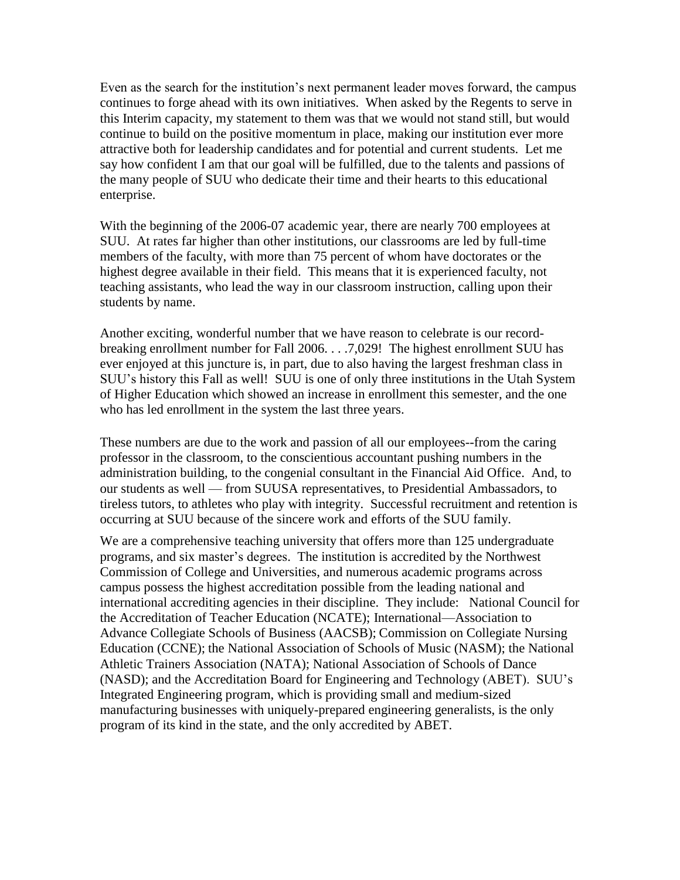Even as the search for the institution's next permanent leader moves forward, the campus continues to forge ahead with its own initiatives. When asked by the Regents to serve in this Interim capacity, my statement to them was that we would not stand still, but would continue to build on the positive momentum in place, making our institution ever more attractive both for leadership candidates and for potential and current students. Let me say how confident I am that our goal will be fulfilled, due to the talents and passions of the many people of SUU who dedicate their time and their hearts to this educational enterprise.

With the beginning of the 2006-07 academic year, there are nearly 700 employees at SUU. At rates far higher than other institutions, our classrooms are led by full-time members of the faculty, with more than 75 percent of whom have doctorates or the highest degree available in their field. This means that it is experienced faculty, not teaching assistants, who lead the way in our classroom instruction, calling upon their students by name.

Another exciting, wonderful number that we have reason to celebrate is our record-breaking enrollment number for Fall 2006. . . .7,029! The highest enrollment SUU has ever enjoyed at this juncture is, in part, due to also having the largest freshman class in SUU's history this Fall as well! SUU is one of only three institutions in the Utah System of Higher Education which showed an increase in enrollment this semester, and the one who has led enrollment in the system the last three years.

These numbers are due to the work and passion of all our employees--from the caring professor in the classroom, to the conscientious accountant pushing numbers in the administration building, to the congenial consultant in the Financial Aid Office. And, to our students as well — from SUUSA representatives, to Presidential Ambassadors, to tireless tutors, to athletes who play with integrity. Successful recruitment and retention is occurring at SUU because of the sincere work and efforts of the SUU family.

We are a comprehensive teaching university that offers more than 125 undergraduate programs, and six master's degrees. The institution is accredited by the Northwest Commission of College and Universities, and numerous academic programs across campus possess the highest accreditation possible from the leading national and international accrediting agencies in their discipline. They include: National Council for the Accreditation of Teacher Education (NCATE); International—Association to Advance Collegiate Schools of Business (AACSB); Commission on Collegiate Nursing Education (CCNE); the National Association of Schools of Music (NASM); the National Athletic Trainers Association (NATA); National Association of Schools of Dance (NASD); and the Accreditation Board for Engineering and Technology (ABET). SUU's Integrated Engineering program, which is providing small and medium-sized manufacturing businesses with uniquely-prepared engineering generalists, is the only program of its kind in the state, and the only accredited by ABET.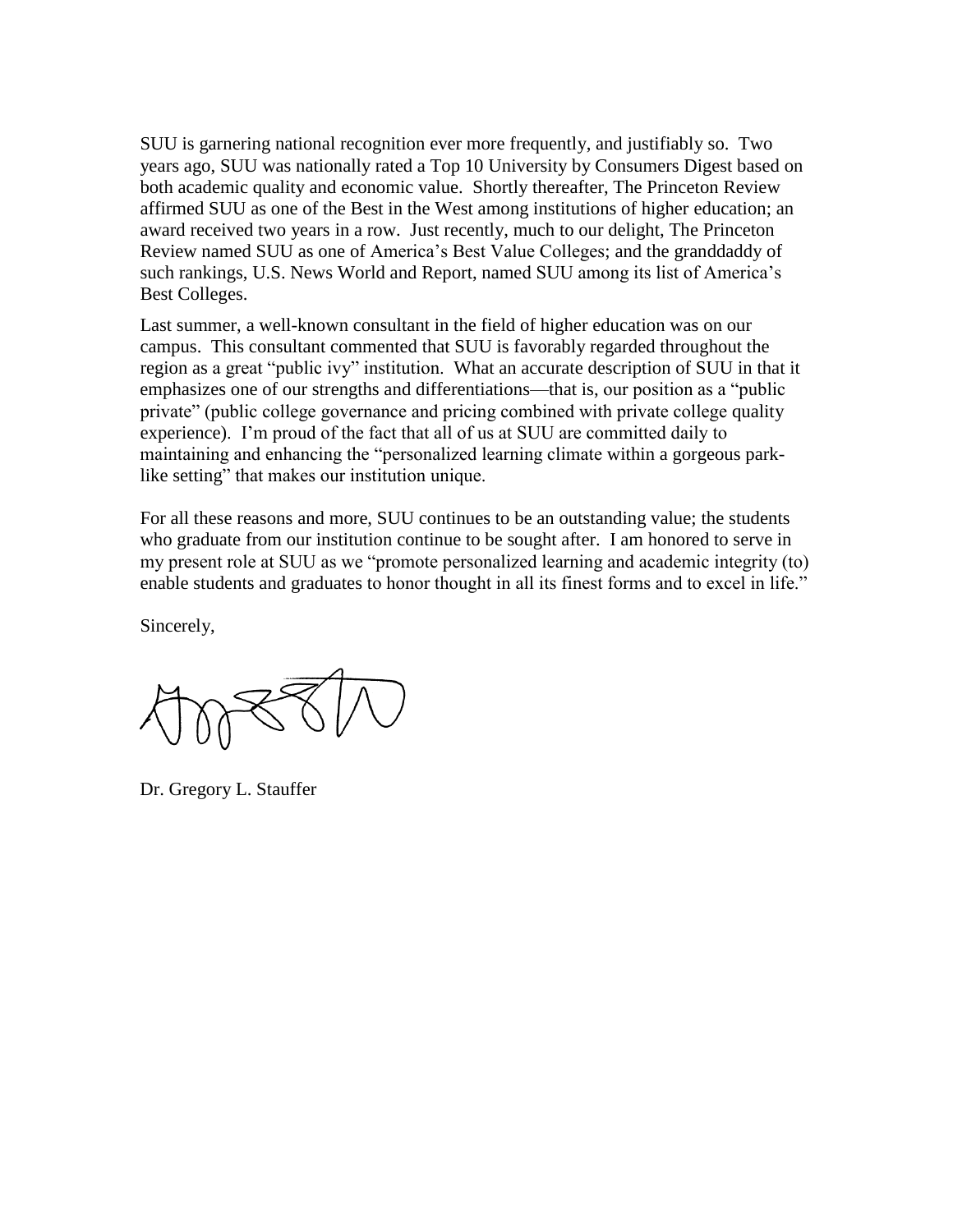SUU is garnering national recognition ever more frequently, and justifiably so. Two years ago, SUU was nationally rated a Top 10 University by Consumers Digest based on both academic quality and economic value. Shortly thereafter, The Princeton Review affirmed SUU as one of the Best in the West among institutions of higher education; an award received two years in a row. Just recently, much to our delight, The Princeton Review named SUU as one of America's Best Value Colleges; and the granddaddy of such rankings, U.S. News World and Report, named SUU among its list of America's Best Colleges.

Last summer, a well-known consultant in the field of higher education was on our campus. This consultant commented that SUU is favorably regarded throughout the region as a great "public ivy" institution. What an accurate description of SUU in that it emphasizes one of our strengths and differentiations—that is, our position as a "public private" (public college governance and pricing combined with private college quality experience). I'm proud of the fact that all of us at SUU are committed daily to maintaining and enhancing the "personalized learning climate within a gorgeous park-like setting" that makes our institution unique.

For all these reasons and more, SUU continues to be an outstanding value; the students who graduate from our institution continue to be sought after. I am honored to serve in my present role at SUU as we "promote personalized learning and academic integrity (to) enable students and graduates to honor thought in all its finest forms and to excel in life."

Sincerely,

Dr. Gregory L. Stauffer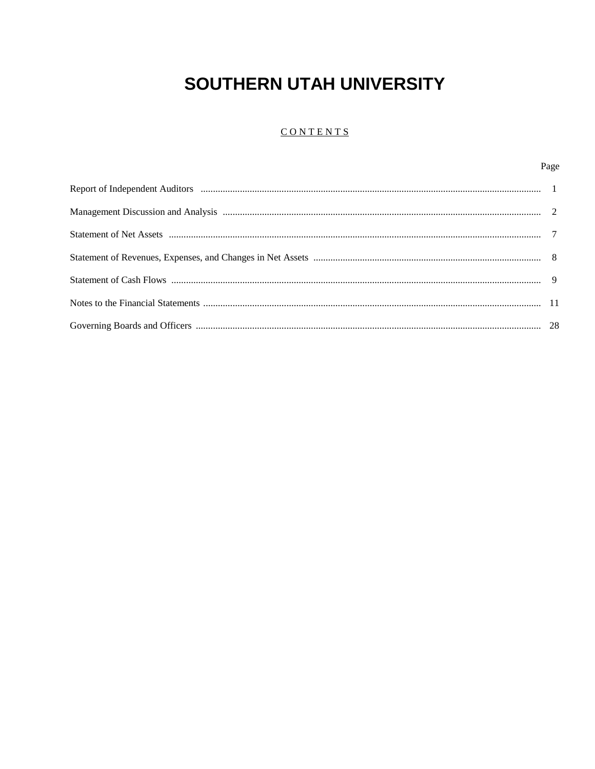# SOUTHERN UTAH UNIVERSITY

## CONTENTS

| | Page |
|---|---|
| Report of Independent Auditors | 1 |
| Management Discussion and Analysis | 2 |
| Statement of Net Assets | 7 |
| Statement of Revenues, Expenses, and Changes in Net Assets | 8 |
| Statement of Cash Flows | 9 |
| Notes to the Financial Statements | 11 |
| Governing Boards and Officers | 28 |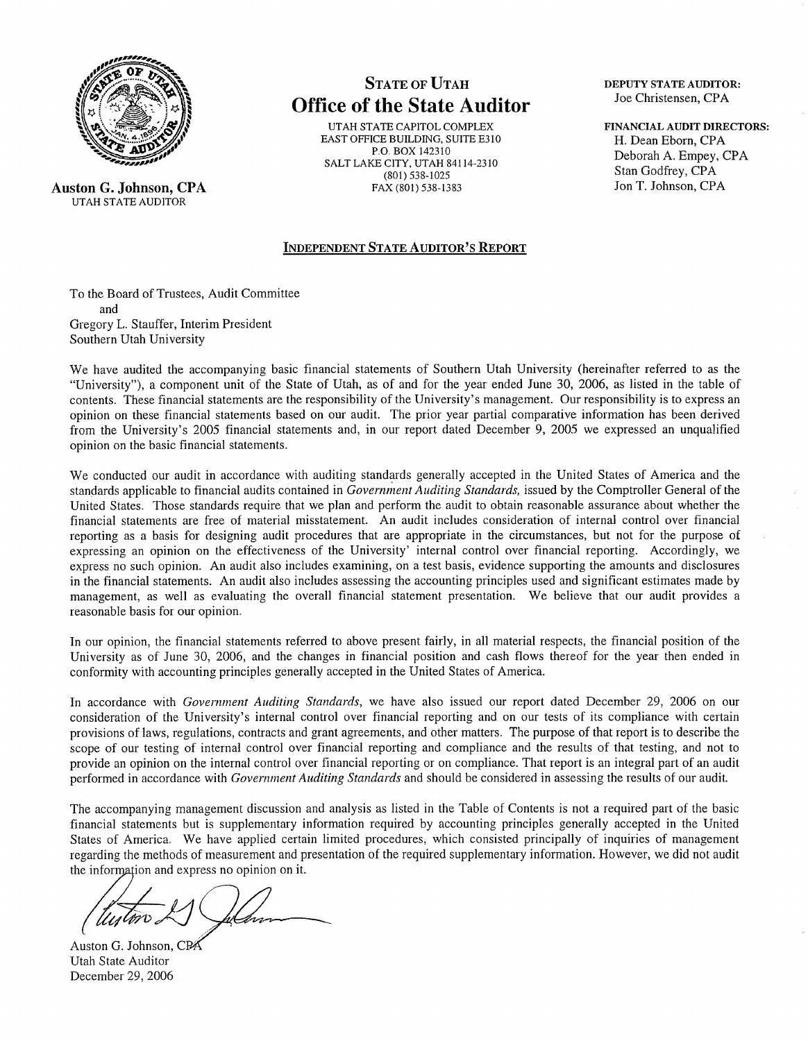**Auston G. Johnson, CPA**
UTAH STATE AUDITOR

# STATE OF UTAH
## Office of the State Auditor

UTAH STATE CAPITOL COMPLEX
EAST OFFICE BUILDING, SUITE E310
P.O. BOX 142310
SALT LAKE CITY, UTAH 84114-2310
(801) 538-1025
FAX (801) 538-1383

**DEPUTY STATE AUDITOR:**
Joe Christensen, CPA

**FINANCIAL AUDIT DIRECTORS:**
H. Dean Eborn, CPA
Deborah A. Empey, CPA
Stan Godfrey, CPA
Jon T. Johnson, CPA

### INDEPENDENT STATE AUDITOR'S REPORT

To the Board of Trustees, Audit Committee
and
Gregory L. Stauffer, Interim President
Southern Utah University

We have audited the accompanying basic financial statements of Southern Utah University (hereinafter referred to as the "University"), a component unit of the State of Utah, as of and for the year ended June 30, 2006, as listed in the table of contents. These financial statements are the responsibility of the University's management. Our responsibility is to express an opinion on these financial statements based on our audit. The prior year partial comparative information has been derived from the University's 2005 financial statements and, in our report dated December 9, 2005 we expressed an unqualified opinion on the basic financial statements.

We conducted our audit in accordance with auditing standards generally accepted in the United States of America and the standards applicable to financial audits contained in *Government Auditing Standards,* issued by the Comptroller General of the United States. Those standards require that we plan and perform the audit to obtain reasonable assurance about whether the financial statements are free of material misstatement. An audit includes consideration of internal control over financial reporting as a basis for designing audit procedures that are appropriate in the circumstances, but not for the purpose of expressing an opinion on the effectiveness of the University' internal control over financial reporting. Accordingly, we express no such opinion. An audit also includes examining, on a test basis, evidence supporting the amounts and disclosures in the financial statements. An audit also includes assessing the accounting principles used and significant estimates made by management, as well as evaluating the overall financial statement presentation. We believe that our audit provides a reasonable basis for our opinion.

In our opinion, the financial statements referred to above present fairly, in all material respects, the financial position of the University as of June 30, 2006, and the changes in financial position and cash flows thereof for the year then ended in conformity with accounting principles generally accepted in the United States of America.

In accordance with *Government Auditing Standards*, we have also issued our report dated December 29, 2006 on our consideration of the University's internal control over financial reporting and on our tests of its compliance with certain provisions of laws, regulations, contracts and grant agreements, and other matters. The purpose of that report is to describe the scope of our testing of internal control over financial reporting and compliance and the results of that testing, and not to provide an opinion on the internal control over financial reporting or on compliance. That report is an integral part of an audit performed in accordance with *Government Auditing Standards* and should be considered in assessing the results of our audit.

The accompanying management discussion and analysis as listed in the Table of Contents is not a required part of the basic financial statements but is supplementary information required by accounting principles generally accepted in the United States of America. We have applied certain limited procedures, which consisted principally of inquiries of management regarding the methods of measurement and presentation of the required supplementary information. However, we did not audit the information and express no opinion on it.

Auston G. Johnson, CPA
Utah State Auditor
December 29, 2006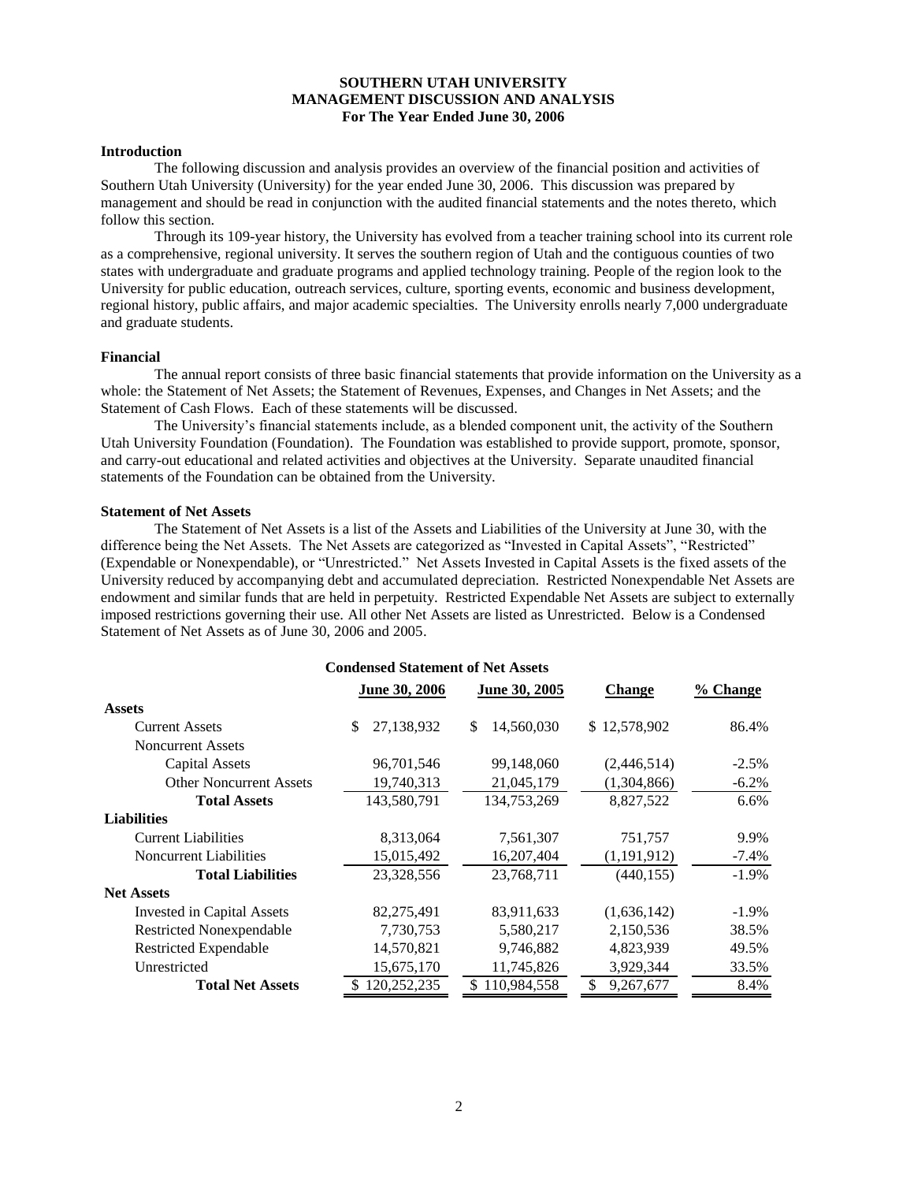**SOUTHERN UTAH UNIVERSITY**
**MANAGEMENT DISCUSSION AND ANALYSIS**
**For The Year Ended June 30, 2006**

**Introduction**

The following discussion and analysis provides an overview of the financial position and activities of Southern Utah University (University) for the year ended June 30, 2006. This discussion was prepared by management and should be read in conjunction with the audited financial statements and the notes thereto, which follow this section.

Through its 109-year history, the University has evolved from a teacher training school into its current role as a comprehensive, regional university. It serves the southern region of Utah and the contiguous counties of two states with undergraduate and graduate programs and applied technology training. People of the region look to the University for public education, outreach services, culture, sporting events, economic and business development, regional history, public affairs, and major academic specialties. The University enrolls nearly 7,000 undergraduate and graduate students.

**Financial**

The annual report consists of three basic financial statements that provide information on the University as a whole: the Statement of Net Assets; the Statement of Revenues, Expenses, and Changes in Net Assets; and the Statement of Cash Flows. Each of these statements will be discussed.

The University's financial statements include, as a blended component unit, the activity of the Southern Utah University Foundation (Foundation). The Foundation was established to provide support, promote, sponsor, and carry-out educational and related activities and objectives at the University. Separate unaudited financial statements of the Foundation can be obtained from the University.

**Statement of Net Assets**

The Statement of Net Assets is a list of the Assets and Liabilities of the University at June 30, with the difference being the Net Assets. The Net Assets are categorized as "Invested in Capital Assets", "Restricted" (Expendable or Nonexpendable), or "Unrestricted." Net Assets Invested in Capital Assets is the fixed assets of the University reduced by accompanying debt and accumulated depreciation. Restricted Nonexpendable Net Assets are endowment and similar funds that are held in perpetuity. Restricted Expendable Net Assets are subject to externally imposed restrictions governing their use. All other Net Assets are listed as Unrestricted. Below is a Condensed Statement of Net Assets as of June 30, 2006 and 2005.

**Condensed Statement of Net Assets**

| | June 30, 2006 | June 30, 2005 | Change | % Change |
|---|---|---|---|---|
| **Assets** | | | | |
| Current Assets | $ 27,138,932 | $ 14,560,030 | $ 12,578,902 | 86.4% |
| Noncurrent Assets | | | | |
| Capital Assets | 96,701,546 | 99,148,060 | (2,446,514) | -2.5% |
| Other Noncurrent Assets | 19,740,313 | 21,045,179 | (1,304,866) | -6.2% |
| **Total Assets** | 143,580,791 | 134,753,269 | 8,827,522 | 6.6% |
| **Liabilities** | | | | |
| Current Liabilities | 8,313,064 | 7,561,307 | 751,757 | 9.9% |
| Noncurrent Liabilities | 15,015,492 | 16,207,404 | (1,191,912) | -7.4% |
| **Total Liabilities** | 23,328,556 | 23,768,711 | (440,155) | -1.9% |
| **Net Assets** | | | | |
| Invested in Capital Assets | 82,275,491 | 83,911,633 | (1,636,142) | -1.9% |
| Restricted Nonexpendable | 7,730,753 | 5,580,217 | 2,150,536 | 38.5% |
| Restricted Expendable | 14,570,821 | 9,746,882 | 4,823,939 | 49.5% |
| Unrestricted | 15,675,170 | 11,745,826 | 3,929,344 | 33.5% |
| **Total Net Assets** | $ 120,252,235 | $ 110,984,558 | $ 9,267,677 | 8.4% |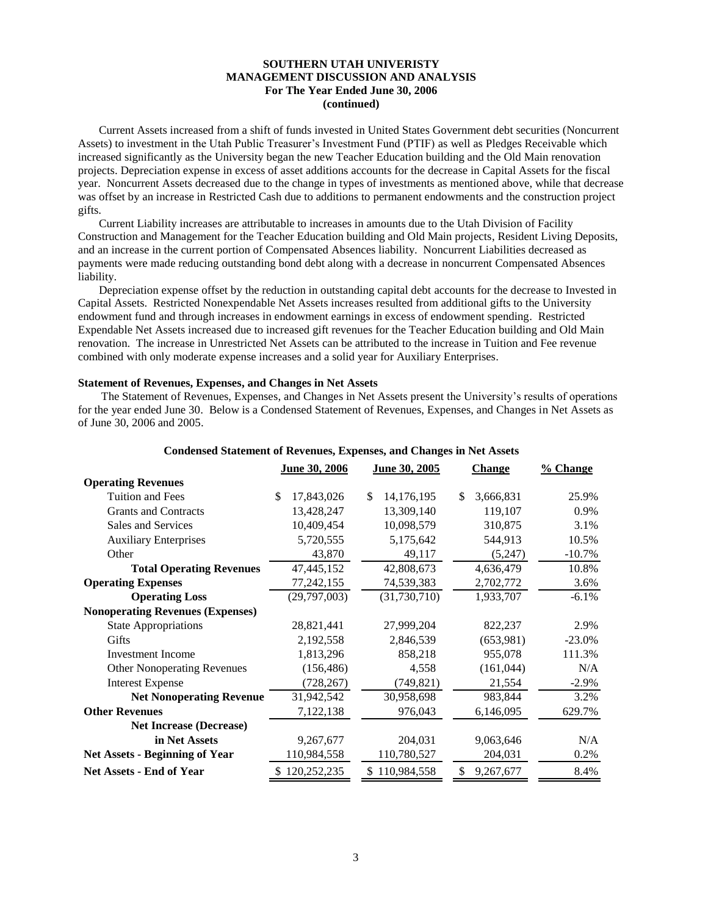**SOUTHERN UTAH UNIVERSITY**
**MANAGEMENT DISCUSSION AND ANALYSIS**
**For The Year Ended June 30, 2006**
**(continued)**

Current Assets increased from a shift of funds invested in United States Government debt securities (Noncurrent Assets) to investment in the Utah Public Treasurer's Investment Fund (PTIF) as well as Pledges Receivable which increased significantly as the University began the new Teacher Education building and the Old Main renovation projects. Depreciation expense in excess of asset additions accounts for the decrease in Capital Assets for the fiscal year. Noncurrent Assets decreased due to the change in types of investments as mentioned above, while that decrease was offset by an increase in Restricted Cash due to additions to permanent endowments and the construction project gifts.

Current Liability increases are attributable to increases in amounts due to the Utah Division of Facility Construction and Management for the Teacher Education building and Old Main projects, Resident Living Deposits, and an increase in the current portion of Compensated Absences liability. Noncurrent Liabilities decreased as payments were made reducing outstanding bond debt along with a decrease in noncurrent Compensated Absences liability.

Depreciation expense offset by the reduction in outstanding capital debt accounts for the decrease to Invested in Capital Assets. Restricted Nonexpendable Net Assets increases resulted from additional gifts to the University endowment fund and through increases in endowment earnings in excess of endowment spending. Restricted Expendable Net Assets increased due to increased gift revenues for the Teacher Education building and Old Main renovation. The increase in Unrestricted Net Assets can be attributed to the increase in Tuition and Fee revenue combined with only moderate expense increases and a solid year for Auxiliary Enterprises.

**Statement of Revenues, Expenses, and Changes in Net Assets**

The Statement of Revenues, Expenses, and Changes in Net Assets present the University's results of operations for the year ended June 30. Below is a Condensed Statement of Revenues, Expenses, and Changes in Net Assets as of June 30, 2006 and 2005.

**Condensed Statement of Revenues, Expenses, and Changes in Net Assets**

| | June 30, 2006 | June 30, 2005 | Change | % Change |
|---|---|---|---|---|
| **Operating Revenues** | | | | |
| Tuition and Fees | $ 17,843,026 | $ 14,176,195 | $ 3,666,831 | 25.9% |
| Grants and Contracts | 13,428,247 | 13,309,140 | 119,107 | 0.9% |
| Sales and Services | 10,409,454 | 10,098,579 | 310,875 | 3.1% |
| Auxiliary Enterprises | 5,720,555 | 5,175,642 | 544,913 | 10.5% |
| Other | 43,870 | 49,117 | (5,247) | -10.7% |
| **Total Operating Revenues** | 47,445,152 | 42,808,673 | 4,636,479 | 10.8% |
| **Operating Expenses** | 77,242,155 | 74,539,383 | 2,702,772 | 3.6% |
| **Operating Loss** | (29,797,003) | (31,730,710) | 1,933,707 | -6.1% |
| **Nonoperating Revenues (Expenses)** | | | | |
| State Appropriations | 28,821,441 | 27,999,204 | 822,237 | 2.9% |
| Gifts | 2,192,558 | 2,846,539 | (653,981) | -23.0% |
| Investment Income | 1,813,296 | 858,218 | 955,078 | 111.3% |
| Other Nonoperating Revenues | (156,486) | 4,558 | (161,044) | N/A |
| Interest Expense | (728,267) | (749,821) | 21,554 | -2.9% |
| **Net Nonoperating Revenue** | 31,942,542 | 30,958,698 | 983,844 | 3.2% |
| **Other Revenues** | 7,122,138 | 976,043 | 6,146,095 | 629.7% |
| **Net Increase (Decrease) in Net Assets** | 9,267,677 | 204,031 | 9,063,646 | N/A |
| **Net Assets - Beginning of Year** | 110,984,558 | 110,780,527 | 204,031 | 0.2% |
| **Net Assets - End of Year** | $ 120,252,235 | $ 110,984,558 | $ 9,267,677 | 8.4% |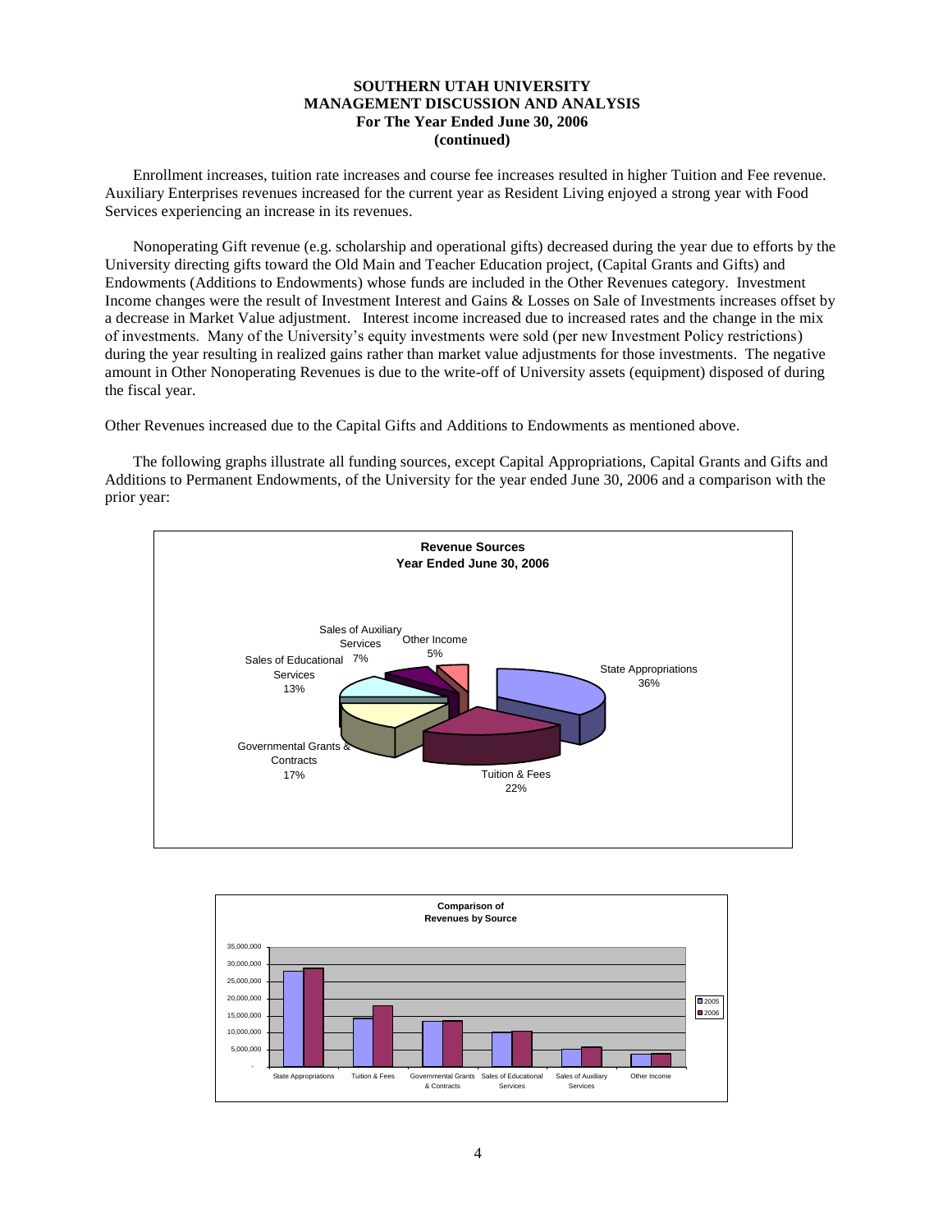**SOUTHERN UTAH UNIVERSITY**
**MANAGEMENT DISCUSSION AND ANALYSIS**
**For The Year Ended June 30, 2006**
**(continued)**

Enrollment increases, tuition rate increases and course fee increases resulted in higher Tuition and Fee revenue. Auxiliary Enterprises revenues increased for the current year as Resident Living enjoyed a strong year with Food Services experiencing an increase in its revenues.

Nonoperating Gift revenue (e.g. scholarship and operational gifts) decreased during the year due to efforts by the University directing gifts toward the Old Main and Teacher Education project, (Capital Grants and Gifts) and Endowments (Additions to Endowments) whose funds are included in the Other Revenues category. Investment Income changes were the result of Investment Interest and Gains & Losses on Sale of Investments increases offset by a decrease in Market Value adjustment. Interest income increased due to increased rates and the change in the mix of investments. Many of the University's equity investments were sold (per new Investment Policy restrictions) during the year resulting in realized gains rather than market value adjustments for those investments. The negative amount in Other Nonoperating Revenues is due to the write-off of University assets (equipment) disposed of during the fiscal year.

Other Revenues increased due to the Capital Gifts and Additions to Endowments as mentioned above.

The following graphs illustrate all funding sources, except Capital Appropriations, Capital Grants and Gifts and Additions to Permanent Endowments, of the University for the year ended June 30, 2006 and a comparison with the prior year:

**Revenue Sources**
**Year Ended June 30, 2006**

| Source | Percentage |
|---|---|
| State Appropriations | 36% |
| Tuition & Fees | 22% |
| Governmental Grants & Contracts | 17% |
| Sales of Educational Services | 13% |
| Sales of Auxiliary Services | 7% |
| Other Income | 5% |

**Comparison of Revenues by Source**

Bar chart comparing 2005 and 2006 revenues (scale 0 to 35,000,000) for: State Appropriations, Tuition & Fees, Governmental Grants & Contracts, Sales of Educational Services, Sales of Auxiliary Services, Other Income.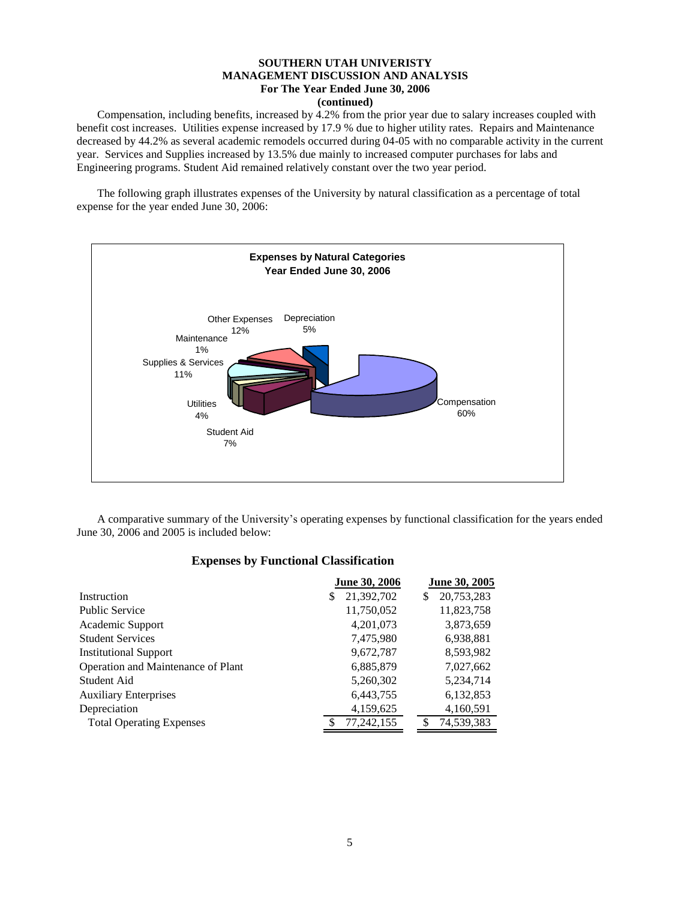**SOUTHERN UTAH UNIVERISTY**
**MANAGEMENT DISCUSSION AND ANALYSIS**
**For The Year Ended June 30, 2006**
**(continued)**

Compensation, including benefits, increased by 4.2% from the prior year due to salary increases coupled with benefit cost increases. Utilities expense increased by 17.9 % due to higher utility rates. Repairs and Maintenance decreased by 44.2% as several academic remodels occurred during 04-05 with no comparable activity in the current year. Services and Supplies increased by 13.5% due mainly to increased computer purchases for labs and Engineering programs. Student Aid remained relatively constant over the two year period.

The following graph illustrates expenses of the University by natural classification as a percentage of total expense for the year ended June 30, 2006:

**Expenses by Natural Categories**
**Year Ended June 30, 2006**

| Category | Percentage |
|---|---|
| Compensation | 60% |
| Student Aid | 7% |
| Utilities | 4% |
| Supplies & Services | 11% |
| Maintenance | 1% |
| Other Expenses | 12% |
| Depreciation | 5% |

A comparative summary of the University's operating expenses by functional classification for the years ended June 30, 2006 and 2005 is included below:

### Expenses by Functional Classification

| | June 30, 2006 | June 30, 2005 |
|---|---|---|
| Instruction | $ 21,392,702 | $ 20,753,283 |
| Public Service | 11,750,052 | 11,823,758 |
| Academic Support | 4,201,073 | 3,873,659 |
| Student Services | 7,475,980 | 6,938,881 |
| Institutional Support | 9,672,787 | 8,593,982 |
| Operation and Maintenance of Plant | 6,885,879 | 7,027,662 |
| Student Aid | 5,260,302 | 5,234,714 |
| Auxiliary Enterprises | 6,443,755 | 6,132,853 |
| Depreciation | 4,159,625 | 4,160,591 |
| Total Operating Expenses | $ 77,242,155 | $ 74,539,383 |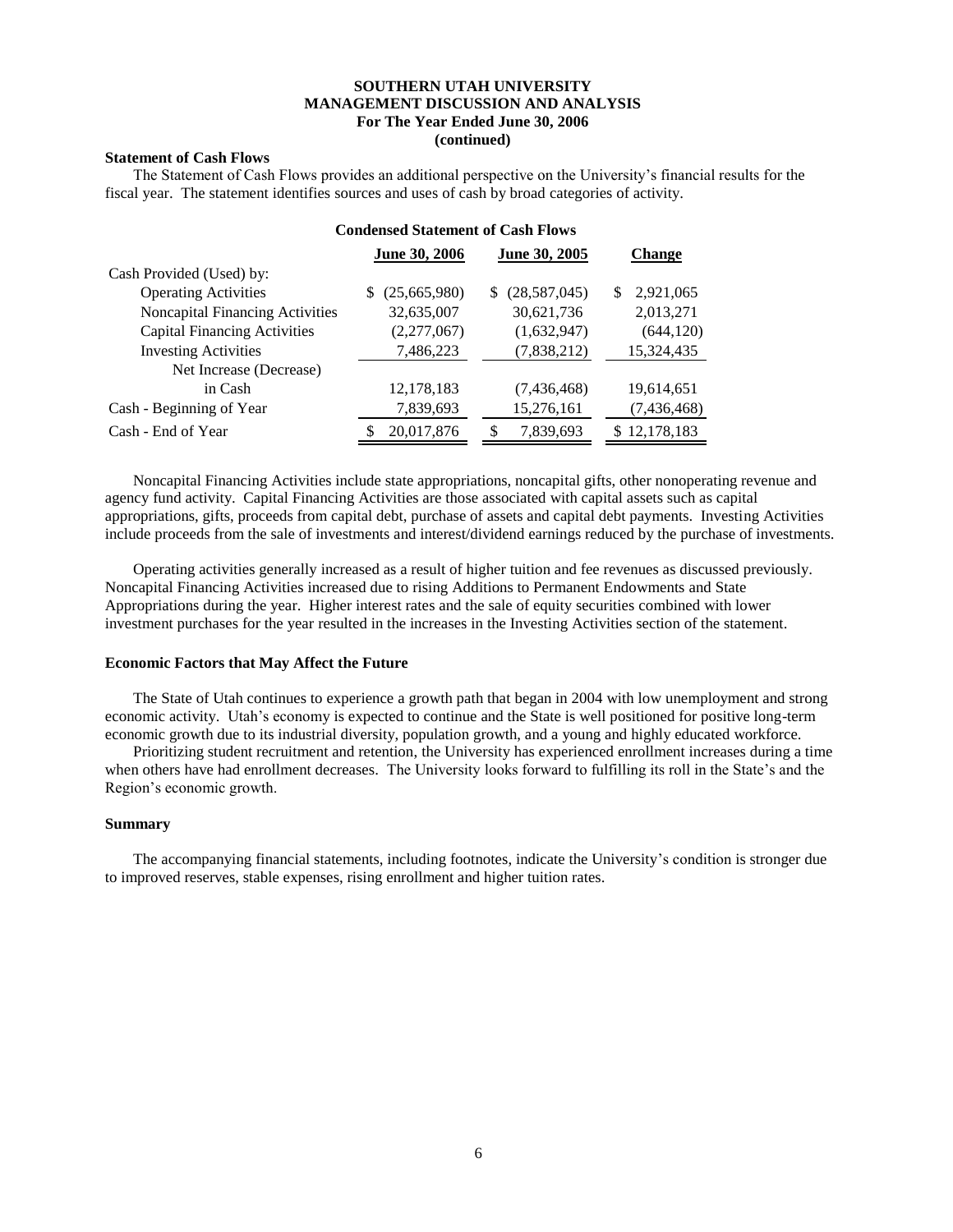**SOUTHERN UTAH UNIVERSITY**
**MANAGEMENT DISCUSSION AND ANALYSIS**
**For The Year Ended June 30, 2006**
**(continued)**

**Statement of Cash Flows**

The Statement of Cash Flows provides an additional perspective on the University's financial results for the fiscal year. The statement identifies sources and uses of cash by broad categories of activity.

**Condensed Statement of Cash Flows**

| | June 30, 2006 | June 30, 2005 | Change |
|---|---|---|---|
| Cash Provided (Used) by: | | | |
| Operating Activities | $ (25,665,980) | $ (28,587,045) | $ 2,921,065 |
| Noncapital Financing Activities | 32,635,007 | 30,621,736 | 2,013,271 |
| Capital Financing Activities | (2,277,067) | (1,632,947) | (644,120) |
| Investing Activities | 7,486,223 | (7,838,212) | 15,324,435 |
| Net Increase (Decrease) in Cash | 12,178,183 | (7,436,468) | 19,614,651 |
| Cash - Beginning of Year | 7,839,693 | 15,276,161 | (7,436,468) |
| Cash - End of Year | $ 20,017,876 | $ 7,839,693 | $ 12,178,183 |

Noncapital Financing Activities include state appropriations, noncapital gifts, other nonoperating revenue and agency fund activity. Capital Financing Activities are those associated with capital assets such as capital appropriations, gifts, proceeds from capital debt, purchase of assets and capital debt payments. Investing Activities include proceeds from the sale of investments and interest/dividend earnings reduced by the purchase of investments.

Operating activities generally increased as a result of higher tuition and fee revenues as discussed previously. Noncapital Financing Activities increased due to rising Additions to Permanent Endowments and State Appropriations during the year. Higher interest rates and the sale of equity securities combined with lower investment purchases for the year resulted in the increases in the Investing Activities section of the statement.

**Economic Factors that May Affect the Future**

The State of Utah continues to experience a growth path that began in 2004 with low unemployment and strong economic activity. Utah's economy is expected to continue and the State is well positioned for positive long-term economic growth due to its industrial diversity, population growth, and a young and highly educated workforce.

Prioritizing student recruitment and retention, the University has experienced enrollment increases during a time when others have had enrollment decreases. The University looks forward to fulfilling its roll in the State's and the Region's economic growth.

**Summary**

The accompanying financial statements, including footnotes, indicate the University's condition is stronger due to improved reserves, stable expenses, rising enrollment and higher tuition rates.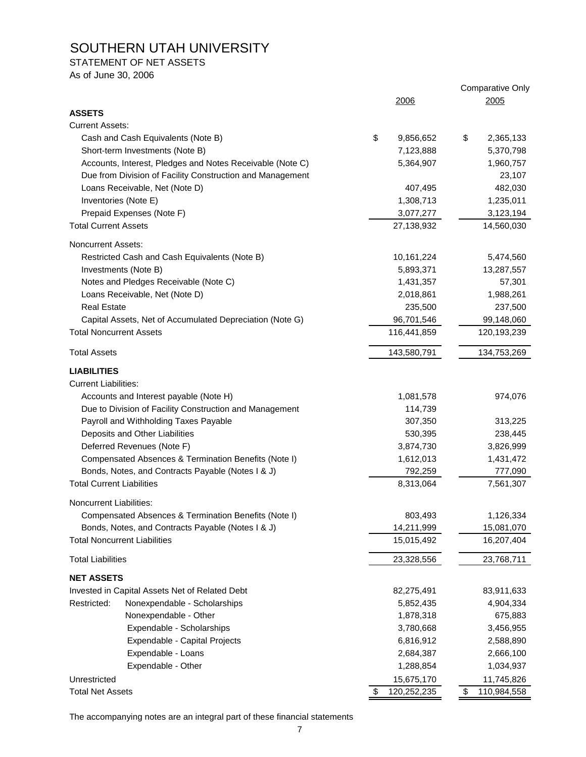# SOUTHERN UTAH UNIVERSITY

STATEMENT OF NET ASSETS

As of June 30, 2006

| | 2006 | Comparative Only 2005 |
|---|---|---|
| **ASSETS** | | |
| Current Assets: | | |
| Cash and Cash Equivalents (Note B) | $ 9,856,652 | $ 2,365,133 |
| Short-term Investments (Note B) | 7,123,888 | 5,370,798 |
| Accounts, Interest, Pledges and Notes Receivable (Note C) | 5,364,907 | 1,960,757 |
| Due from Division of Facility Construction and Management | | 23,107 |
| Loans Receivable, Net (Note D) | 407,495 | 482,030 |
| Inventories (Note E) | 1,308,713 | 1,235,011 |
| Prepaid Expenses (Note F) | 3,077,277 | 3,123,194 |
| Total Current Assets | 27,138,932 | 14,560,030 |
| Noncurrent Assets: | | |
| Restricted Cash and Cash Equivalents (Note B) | 10,161,224 | 5,474,560 |
| Investments (Note B) | 5,893,371 | 13,287,557 |
| Notes and Pledges Receivable (Note C) | 1,431,357 | 57,301 |
| Loans Receivable, Net (Note D) | 2,018,861 | 1,988,261 |
| Real Estate | 235,500 | 237,500 |
| Capital Assets, Net of Accumulated Depreciation (Note G) | 96,701,546 | 99,148,060 |
| Total Noncurrent Assets | 116,441,859 | 120,193,239 |
| Total Assets | 143,580,791 | 134,753,269 |
| **LIABILITIES** | | |
| Current Liabilities: | | |
| Accounts and Interest payable (Note H) | 1,081,578 | 974,076 |
| Due to Division of Facility Construction and Management | 114,739 | |
| Payroll and Withholding Taxes Payable | 307,350 | 313,225 |
| Deposits and Other Liabilities | 530,395 | 238,445 |
| Deferred Revenues (Note F) | 3,874,730 | 3,826,999 |
| Compensated Absences & Termination Benefits (Note I) | 1,612,013 | 1,431,472 |
| Bonds, Notes, and Contracts Payable (Notes I & J) | 792,259 | 777,090 |
| Total Current Liabilities | 8,313,064 | 7,561,307 |
| Noncurrent Liabilities: | | |
| Compensated Absences & Termination Benefits (Note I) | 803,493 | 1,126,334 |
| Bonds, Notes, and Contracts Payable (Notes I & J) | 14,211,999 | 15,081,070 |
| Total Noncurrent Liabilities | 15,015,492 | 16,207,404 |
| Total Liabilities | 23,328,556 | 23,768,711 |
| **NET ASSETS** | | |
| Invested in Capital Assets Net of Related Debt | 82,275,491 | 83,911,633 |
| Restricted: Nonexpendable - Scholarships | 5,852,435 | 4,904,334 |
| Nonexpendable - Other | 1,878,318 | 675,883 |
| Expendable - Scholarships | 3,780,668 | 3,456,955 |
| Expendable - Capital Projects | 6,816,912 | 2,588,890 |
| Expendable - Loans | 2,684,387 | 2,666,100 |
| Expendable - Other | 1,288,854 | 1,034,937 |
| Unrestricted | 15,675,170 | 11,745,826 |
| Total Net Assets | $ 120,252,235 | $ 110,984,558 |

The accompanying notes are an integral part of these financial statements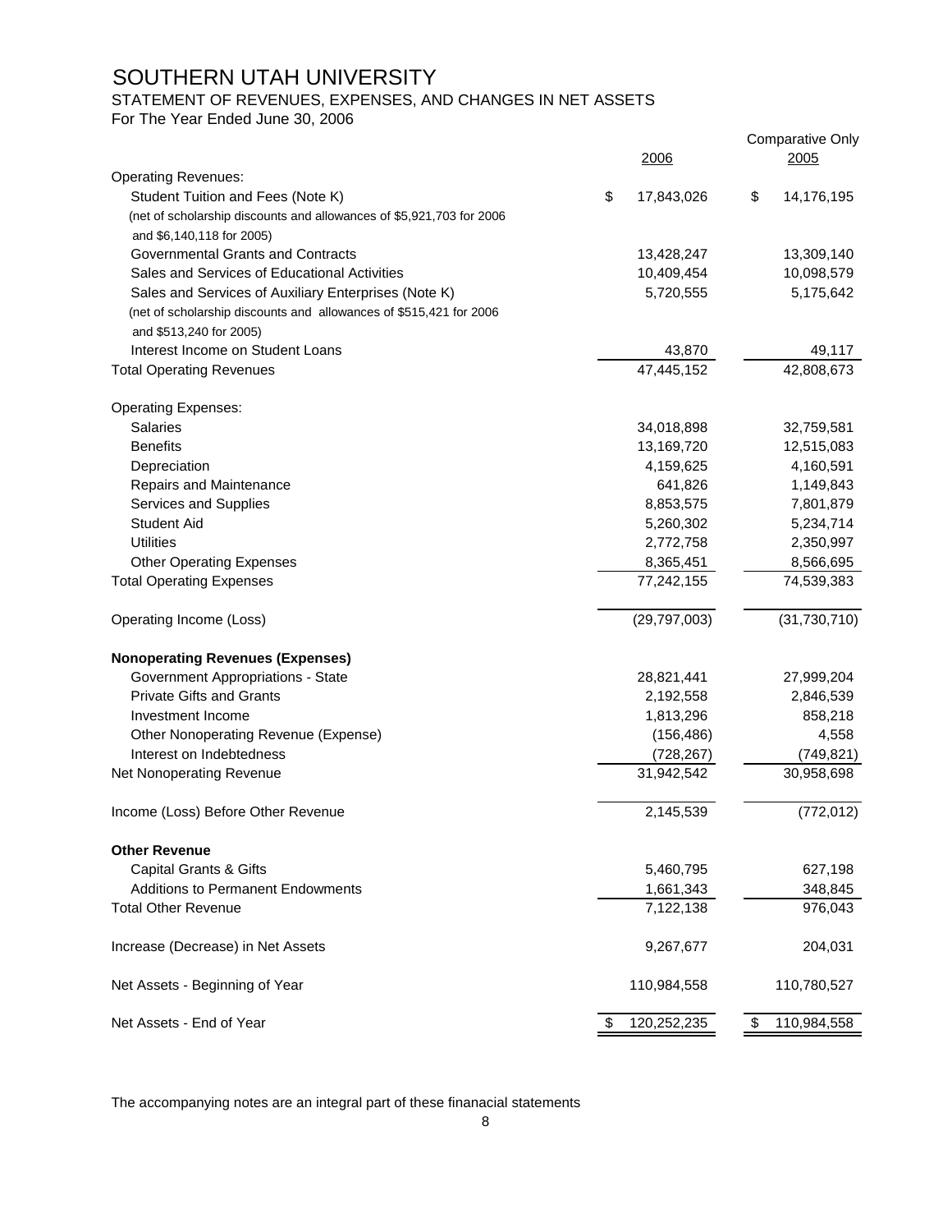# SOUTHERN UTAH UNIVERSITY

## STATEMENT OF REVENUES, EXPENSES, AND CHANGES IN NET ASSETS

For The Year Ended June 30, 2006

| | 2006 | Comparative Only 2005 |
|---|---|---|
| **Operating Revenues:** | | |
| Student Tuition and Fees (Note K) (net of scholarship discounts and allowances of $5,921,703 for 2006 and $6,140,118 for 2005) | $ 17,843,026 | $ 14,176,195 |
| Governmental Grants and Contracts | 13,428,247 | 13,309,140 |
| Sales and Services of Educational Activities | 10,409,454 | 10,098,579 |
| Sales and Services of Auxiliary Enterprises (Note K) (net of scholarship discounts and allowances of $515,421 for 2006 and $513,240 for 2005) | 5,720,555 | 5,175,642 |
| Interest Income on Student Loans | 43,870 | 49,117 |
| Total Operating Revenues | 47,445,152 | 42,808,673 |
| **Operating Expenses:** | | |
| Salaries | 34,018,898 | 32,759,581 |
| Benefits | 13,169,720 | 12,515,083 |
| Depreciation | 4,159,625 | 4,160,591 |
| Repairs and Maintenance | 641,826 | 1,149,843 |
| Services and Supplies | 8,853,575 | 7,801,879 |
| Student Aid | 5,260,302 | 5,234,714 |
| Utilities | 2,772,758 | 2,350,997 |
| Other Operating Expenses | 8,365,451 | 8,566,695 |
| Total Operating Expenses | 77,242,155 | 74,539,383 |
| Operating Income (Loss) | (29,797,003) | (31,730,710) |
| **Nonoperating Revenues (Expenses)** | | |
| Government Appropriations - State | 28,821,441 | 27,999,204 |
| Private Gifts and Grants | 2,192,558 | 2,846,539 |
| Investment Income | 1,813,296 | 858,218 |
| Other Nonoperating Revenue (Expense) | (156,486) | 4,558 |
| Interest on Indebtedness | (728,267) | (749,821) |
| Net Nonoperating Revenue | 31,942,542 | 30,958,698 |
| Income (Loss) Before Other Revenue | 2,145,539 | (772,012) |
| **Other Revenue** | | |
| Capital Grants & Gifts | 5,460,795 | 627,198 |
| Additions to Permanent Endowments | 1,661,343 | 348,845 |
| Total Other Revenue | 7,122,138 | 976,043 |
| Increase (Decrease) in Net Assets | 9,267,677 | 204,031 |
| Net Assets - Beginning of Year | 110,984,558 | 110,780,527 |
| Net Assets - End of Year | $ 120,252,235 | $ 110,984,558 |

The accompanying notes are an integral part of these finanacial statements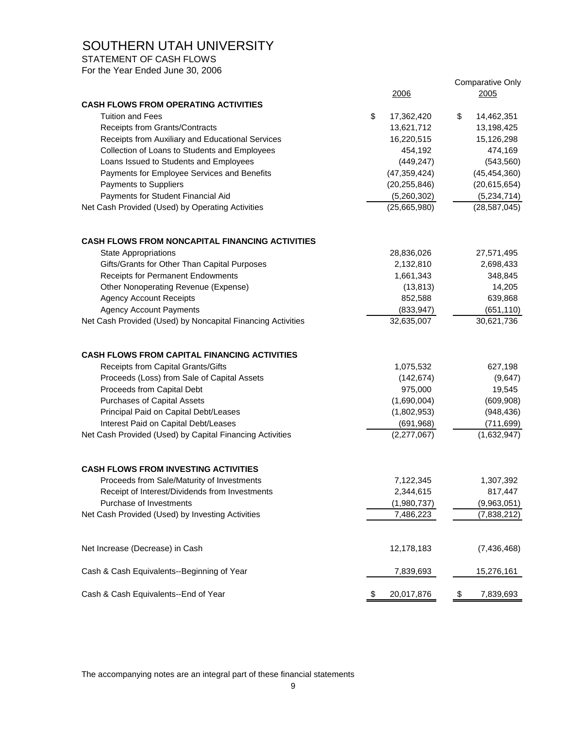# SOUTHERN UTAH UNIVERSITY

STATEMENT OF CASH FLOWS

For the Year Ended June 30, 2006

| | 2006 | Comparative Only 2005 |
|---|---|---|
| **CASH FLOWS FROM OPERATING ACTIVITIES** | | |
| Tuition and Fees | $ 17,362,420 | $ 14,462,351 |
| Receipts from Grants/Contracts | 13,621,712 | 13,198,425 |
| Receipts from Auxiliary and Educational Services | 16,220,515 | 15,126,298 |
| Collection of Loans to Students and Employees | 454,192 | 474,169 |
| Loans Issued to Students and Employees | (449,247) | (543,560) |
| Payments for Employee Services and Benefits | (47,359,424) | (45,454,360) |
| Payments to Suppliers | (20,255,846) | (20,615,654) |
| Payments for Student Financial Aid | (5,260,302) | (5,234,714) |
| Net Cash Provided (Used) by Operating Activities | (25,665,980) | (28,587,045) |
| **CASH FLOWS FROM NONCAPITAL FINANCING ACTIVITIES** | | |
| State Appropriations | 28,836,026 | 27,571,495 |
| Gifts/Grants for Other Than Capital Purposes | 2,132,810 | 2,698,433 |
| Receipts for Permanent Endowments | 1,661,343 | 348,845 |
| Other Nonoperating Revenue (Expense) | (13,813) | 14,205 |
| Agency Account Receipts | 852,588 | 639,868 |
| Agency Account Payments | (833,947) | (651,110) |
| Net Cash Provided (Used) by Noncapital Financing Activities | 32,635,007 | 30,621,736 |
| **CASH FLOWS FROM CAPITAL FINANCING ACTIVITIES** | | |
| Receipts from Capital Grants/Gifts | 1,075,532 | 627,198 |
| Proceeds (Loss) from Sale of Capital Assets | (142,674) | (9,647) |
| Proceeds from Capital Debt | 975,000 | 19,545 |
| Purchases of Capital Assets | (1,690,004) | (609,908) |
| Principal Paid on Capital Debt/Leases | (1,802,953) | (948,436) |
| Interest Paid on Capital Debt/Leases | (691,968) | (711,699) |
| Net Cash Provided (Used) by Capital Financing Activities | (2,277,067) | (1,632,947) |
| **CASH FLOWS FROM INVESTING ACTIVITIES** | | |
| Proceeds from Sale/Maturity of Investments | 7,122,345 | 1,307,392 |
| Receipt of Interest/Dividends from Investments | 2,344,615 | 817,447 |
| Purchase of Investments | (1,980,737) | (9,963,051) |
| Net Cash Provided (Used) by Investing Activities | 7,486,223 | (7,838,212) |
| Net Increase (Decrease) in Cash | 12,178,183 | (7,436,468) |
| Cash & Cash Equivalents--Beginning of Year | 7,839,693 | 15,276,161 |
| Cash & Cash Equivalents--End of Year | $ 20,017,876 | $ 7,839,693 |

The accompanying notes are an integral part of these financial statements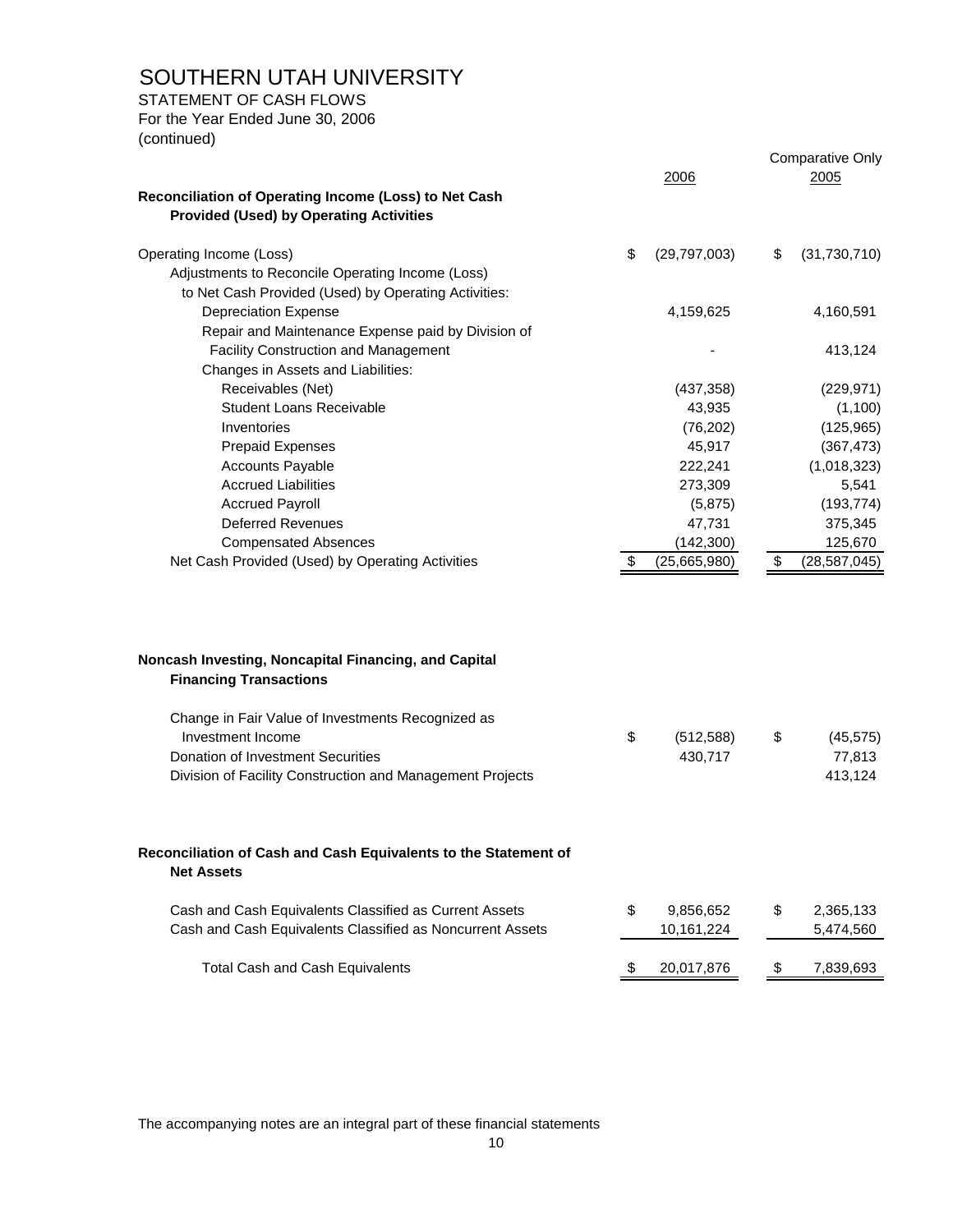# SOUTHERN UTAH UNIVERSITY

STATEMENT OF CASH FLOWS
For the Year Ended June 30, 2006
(continued)

| | 2006 | Comparative Only 2005 |
|---|---|---|
| **Reconciliation of Operating Income (Loss) to Net Cash Provided (Used) by Operating Activities** | | |
| Operating Income (Loss) | $ (29,797,003) | $ (31,730,710) |
| Adjustments to Reconcile Operating Income (Loss) to Net Cash Provided (Used) by Operating Activities: | | |
| Depreciation Expense | 4,159,625 | 4,160,591 |
| Repair and Maintenance Expense paid by Division of Facility Construction and Management | - | 413,124 |
| Changes in Assets and Liabilities: | | |
| Receivables (Net) | (437,358) | (229,971) |
| Student Loans Receivable | 43,935 | (1,100) |
| Inventories | (76,202) | (125,965) |
| Prepaid Expenses | 45,917 | (367,473) |
| Accounts Payable | 222,241 | (1,018,323) |
| Accrued Liabilities | 273,309 | 5,541 |
| Accrued Payroll | (5,875) | (193,774) |
| Deferred Revenues | 47,731 | 375,345 |
| Compensated Absences | (142,300) | 125,670 |
| Net Cash Provided (Used) by Operating Activities | $ (25,665,980) | $ (28,587,045) |

| | 2006 | 2005 |
|---|---|---|
| **Noncash Investing, Noncapital Financing, and Capital Financing Transactions** | | |
| Change in Fair Value of Investments Recognized as Investment Income | $ (512,588) | $ (45,575) |
| Donation of Investment Securities | 430,717 | 77,813 |
| Division of Facility Construction and Management Projects | | 413,124 |

| | 2006 | 2005 |
|---|---|---|
| **Reconciliation of Cash and Cash Equivalents to the Statement of Net Assets** | | |
| Cash and Cash Equivalents Classified as Current Assets | $ 9,856,652 | $ 2,365,133 |
| Cash and Cash Equivalents Classified as Noncurrent Assets | 10,161,224 | 5,474,560 |
| Total Cash and Cash Equivalents | $ 20,017,876 | $ 7,839,693 |

The accompanying notes are an integral part of these financial statements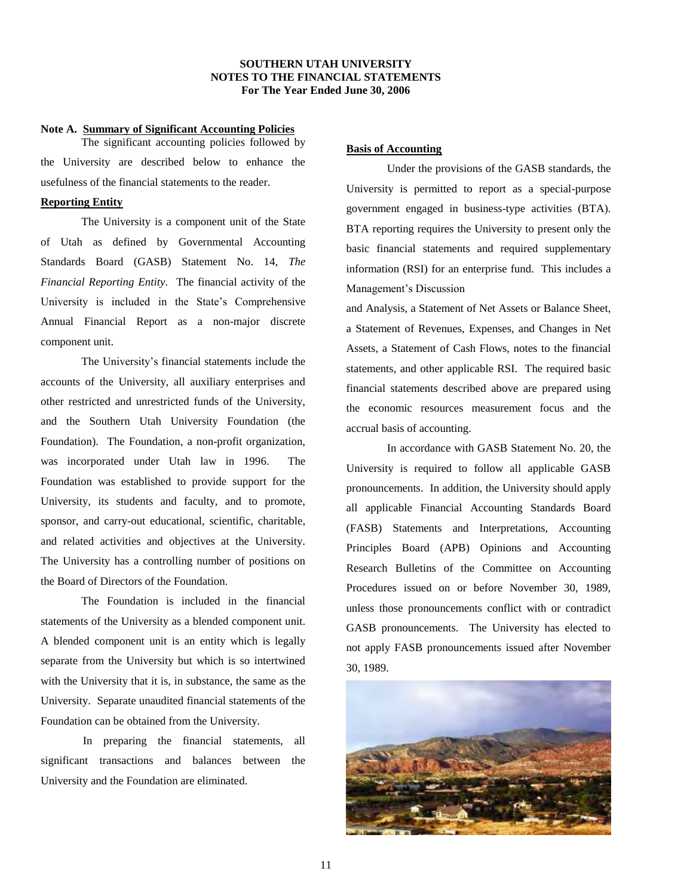# SOUTHERN UTAH UNIVERSITY
## NOTES TO THE FINANCIAL STATEMENTS
### For The Year Ended June 30, 2006

**Note A. Summary of Significant Accounting Policies**

The significant accounting policies followed by the University are described below to enhance the usefulness of the financial statements to the reader.

**Reporting Entity**

The University is a component unit of the State of Utah as defined by Governmental Accounting Standards Board (GASB) Statement No. 14, *The Financial Reporting Entity*. The financial activity of the University is included in the State's Comprehensive Annual Financial Report as a non-major discrete component unit.

The University's financial statements include the accounts of the University, all auxiliary enterprises and other restricted and unrestricted funds of the University, and the Southern Utah University Foundation (the Foundation). The Foundation, a non-profit organization, was incorporated under Utah law in 1996. The Foundation was established to provide support for the University, its students and faculty, and to promote, sponsor, and carry-out educational, scientific, charitable, and related activities and objectives at the University. The University has a controlling number of positions on the Board of Directors of the Foundation.

The Foundation is included in the financial statements of the University as a blended component unit. A blended component unit is an entity which is legally separate from the University but which is so intertwined with the University that it is, in substance, the same as the University. Separate unaudited financial statements of the Foundation can be obtained from the University.

In preparing the financial statements, all significant transactions and balances between the University and the Foundation are eliminated.

**Basis of Accounting**

Under the provisions of the GASB standards, the University is permitted to report as a special-purpose government engaged in business-type activities (BTA). BTA reporting requires the University to present only the basic financial statements and required supplementary information (RSI) for an enterprise fund. This includes a Management's Discussion and Analysis, a Statement of Net Assets or Balance Sheet, a Statement of Revenues, Expenses, and Changes in Net Assets, a Statement of Cash Flows, notes to the financial statements, and other applicable RSI. The required basic financial statements described above are prepared using the economic resources measurement focus and the accrual basis of accounting.

In accordance with GASB Statement No. 20, the University is required to follow all applicable GASB pronouncements. In addition, the University should apply all applicable Financial Accounting Standards Board (FASB) Statements and Interpretations, Accounting Principles Board (APB) Opinions and Accounting Research Bulletins of the Committee on Accounting Procedures issued on or before November 30, 1989, unless those pronouncements conflict with or contradict GASB pronouncements. The University has elected to not apply FASB pronouncements issued after November 30, 1989.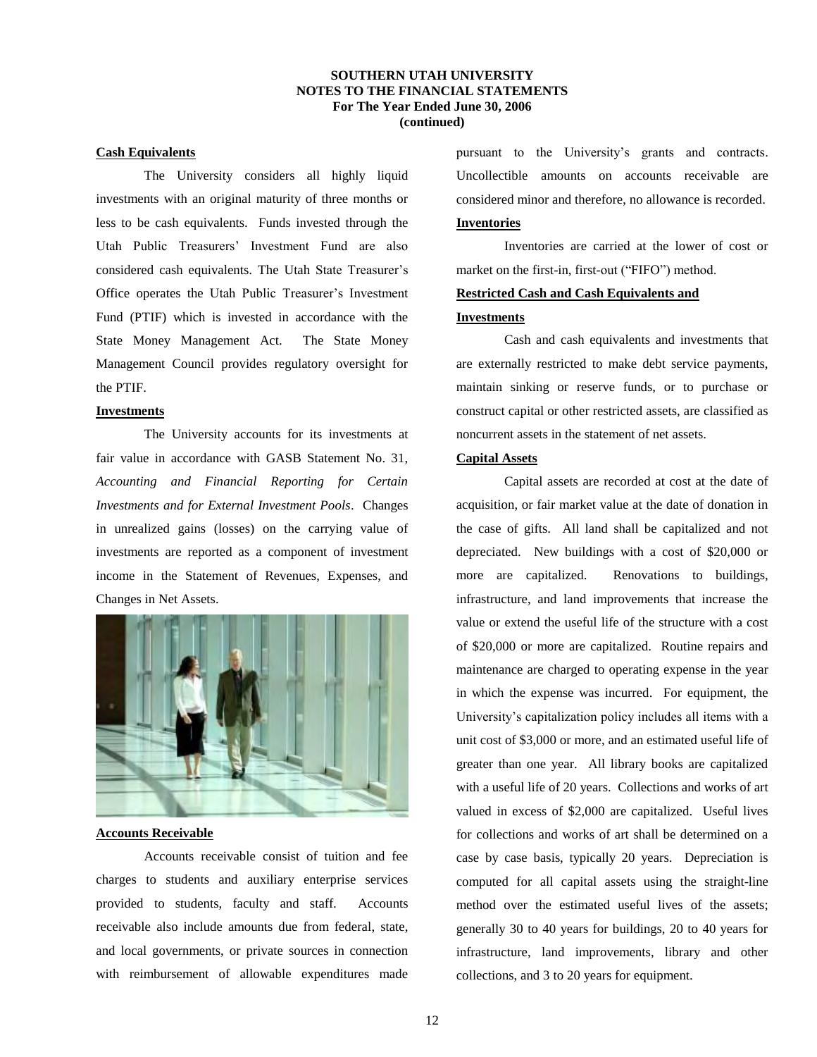**Cash Equivalents**

The University considers all highly liquid investments with an original maturity of three months or less to be cash equivalents. Funds invested through the Utah Public Treasurers' Investment Fund are also considered cash equivalents. The Utah State Treasurer's Office operates the Utah Public Treasurer's Investment Fund (PTIF) which is invested in accordance with the State Money Management Act. The State Money Management Council provides regulatory oversight for the PTIF.

**Investments**

The University accounts for its investments at fair value in accordance with GASB Statement No. 31, *Accounting and Financial Reporting for Certain Investments and for External Investment Pools*. Changes in unrealized gains (losses) on the carrying value of investments are reported as a component of investment income in the Statement of Revenues, Expenses, and Changes in Net Assets.

**Accounts Receivable**

Accounts receivable consist of tuition and fee charges to students and auxiliary enterprise services provided to students, faculty and staff. Accounts receivable also include amounts due from federal, state, and local governments, or private sources in connection with reimbursement of allowable expenditures made pursuant to the University's grants and contracts. Uncollectible amounts on accounts receivable are considered minor and therefore, no allowance is recorded.

**Inventories**

Inventories are carried at the lower of cost or market on the first-in, first-out ("FIFO") method.

**Restricted Cash and Cash Equivalents and Investments**

Cash and cash equivalents and investments that are externally restricted to make debt service payments, maintain sinking or reserve funds, or to purchase or construct capital or other restricted assets, are classified as noncurrent assets in the statement of net assets.

**Capital Assets**

Capital assets are recorded at cost at the date of acquisition, or fair market value at the date of donation in the case of gifts. All land shall be capitalized and not depreciated. New buildings with a cost of $20,000 or more are capitalized. Renovations to buildings, infrastructure, and land improvements that increase the value or extend the useful life of the structure with a cost of $20,000 or more are capitalized. Routine repairs and maintenance are charged to operating expense in the year in which the expense was incurred. For equipment, the University's capitalization policy includes all items with a unit cost of $3,000 or more, and an estimated useful life of greater than one year. All library books are capitalized with a useful life of 20 years. Collections and works of art valued in excess of $2,000 are capitalized. Useful lives for collections and works of art shall be determined on a case by case basis, typically 20 years. Depreciation is computed for all capital assets using the straight-line method over the estimated useful lives of the assets; generally 30 to 40 years for buildings, 20 to 40 years for infrastructure, land improvements, library and other collections, and 3 to 20 years for equipment.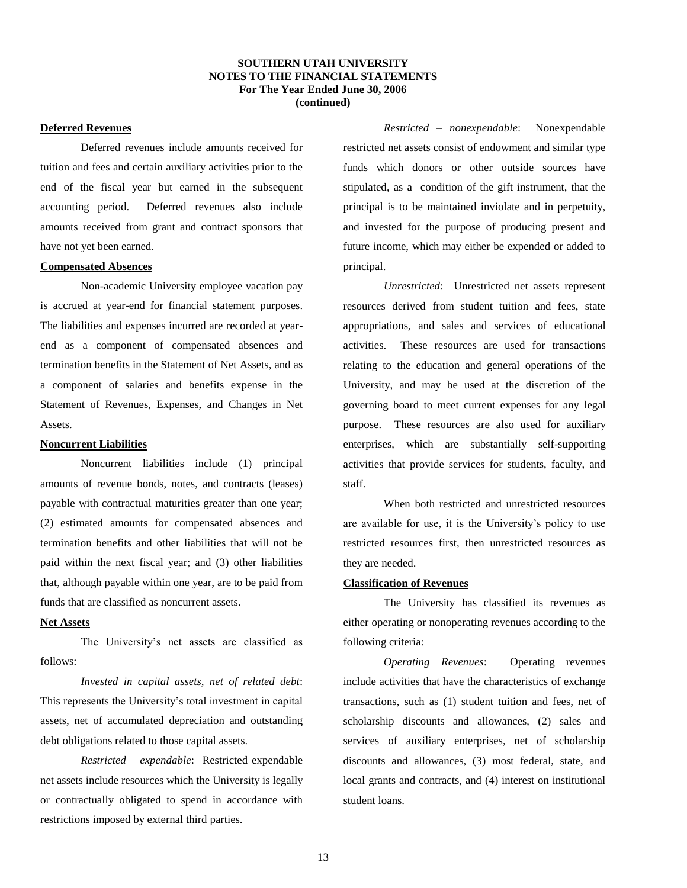#### Deferred Revenues

Deferred revenues include amounts received for tuition and fees and certain auxiliary activities prior to the end of the fiscal year but earned in the subsequent accounting period. Deferred revenues also include amounts received from grant and contract sponsors that have not yet been earned.

#### Compensated Absences

Non-academic University employee vacation pay is accrued at year-end for financial statement purposes. The liabilities and expenses incurred are recorded at year-end as a component of compensated absences and termination benefits in the Statement of Net Assets, and as a component of salaries and benefits expense in the Statement of Revenues, Expenses, and Changes in Net Assets.

#### Noncurrent Liabilities

Noncurrent liabilities include (1) principal amounts of revenue bonds, notes, and contracts (leases) payable with contractual maturities greater than one year; (2) estimated amounts for compensated absences and termination benefits and other liabilities that will not be paid within the next fiscal year; and (3) other liabilities that, although payable within one year, are to be paid from funds that are classified as noncurrent assets.

#### Net Assets

The University's net assets are classified as follows:

*Invested in capital assets, net of related debt*: This represents the University's total investment in capital assets, net of accumulated depreciation and outstanding debt obligations related to those capital assets.

*Restricted – expendable*: Restricted expendable net assets include resources which the University is legally or contractually obligated to spend in accordance with restrictions imposed by external third parties.

*Restricted – nonexpendable*: Nonexpendable restricted net assets consist of endowment and similar type funds which donors or other outside sources have stipulated, as a condition of the gift instrument, that the principal is to be maintained inviolate and in perpetuity, and invested for the purpose of producing present and future income, which may either be expended or added to principal.

*Unrestricted*: Unrestricted net assets represent resources derived from student tuition and fees, state appropriations, and sales and services of educational activities. These resources are used for transactions relating to the education and general operations of the University, and may be used at the discretion of the governing board to meet current expenses for any legal purpose. These resources are also used for auxiliary enterprises, which are substantially self-supporting activities that provide services for students, faculty, and staff.

When both restricted and unrestricted resources are available for use, it is the University's policy to use restricted resources first, then unrestricted resources as they are needed.

#### Classification of Revenues

The University has classified its revenues as either operating or nonoperating revenues according to the following criteria:

*Operating Revenues*: Operating revenues include activities that have the characteristics of exchange transactions, such as (1) student tuition and fees, net of scholarship discounts and allowances, (2) sales and services of auxiliary enterprises, net of scholarship discounts and allowances, (3) most federal, state, and local grants and contracts, and (4) interest on institutional student loans.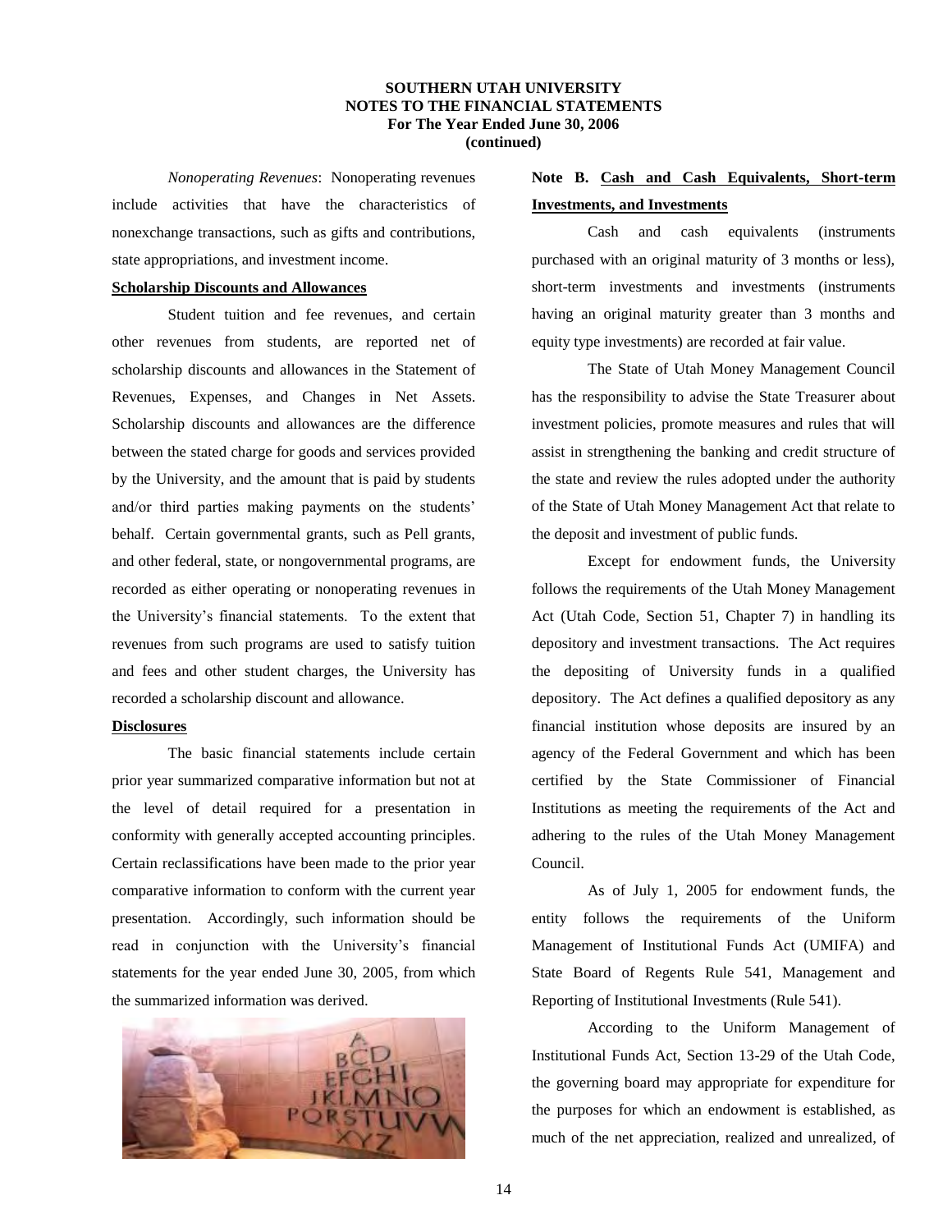*Nonoperating Revenues*: Nonoperating revenues include activities that have the characteristics of nonexchange transactions, such as gifts and contributions, state appropriations, and investment income.

**Scholarship Discounts and Allowances**

Student tuition and fee revenues, and certain other revenues from students, are reported net of scholarship discounts and allowances in the Statement of Revenues, Expenses, and Changes in Net Assets. Scholarship discounts and allowances are the difference between the stated charge for goods and services provided by the University, and the amount that is paid by students and/or third parties making payments on the students' behalf. Certain governmental grants, such as Pell grants, and other federal, state, or nongovernmental programs, are recorded as either operating or nonoperating revenues in the University's financial statements. To the extent that revenues from such programs are used to satisfy tuition and fees and other student charges, the University has recorded a scholarship discount and allowance.

**Disclosures**

The basic financial statements include certain prior year summarized comparative information but not at the level of detail required for a presentation in conformity with generally accepted accounting principles. Certain reclassifications have been made to the prior year comparative information to conform with the current year presentation. Accordingly, such information should be read in conjunction with the University's financial statements for the year ended June 30, 2005, from which the summarized information was derived.

## Note B. Cash and Cash Equivalents, Short-term Investments, and Investments

Cash and cash equivalents (instruments purchased with an original maturity of 3 months or less), short-term investments and investments (instruments having an original maturity greater than 3 months and equity type investments) are recorded at fair value.

The State of Utah Money Management Council has the responsibility to advise the State Treasurer about investment policies, promote measures and rules that will assist in strengthening the banking and credit structure of the state and review the rules adopted under the authority of the State of Utah Money Management Act that relate to the deposit and investment of public funds.

Except for endowment funds, the University follows the requirements of the Utah Money Management Act (Utah Code, Section 51, Chapter 7) in handling its depository and investment transactions. The Act requires the depositing of University funds in a qualified depository. The Act defines a qualified depository as any financial institution whose deposits are insured by an agency of the Federal Government and which has been certified by the State Commissioner of Financial Institutions as meeting the requirements of the Act and adhering to the rules of the Utah Money Management Council.

As of July 1, 2005 for endowment funds, the entity follows the requirements of the Uniform Management of Institutional Funds Act (UMIFA) and State Board of Regents Rule 541, Management and Reporting of Institutional Investments (Rule 541).

According to the Uniform Management of Institutional Funds Act, Section 13-29 of the Utah Code, the governing board may appropriate for expenditure for the purposes for which an endowment is established, as much of the net appreciation, realized and unrealized, of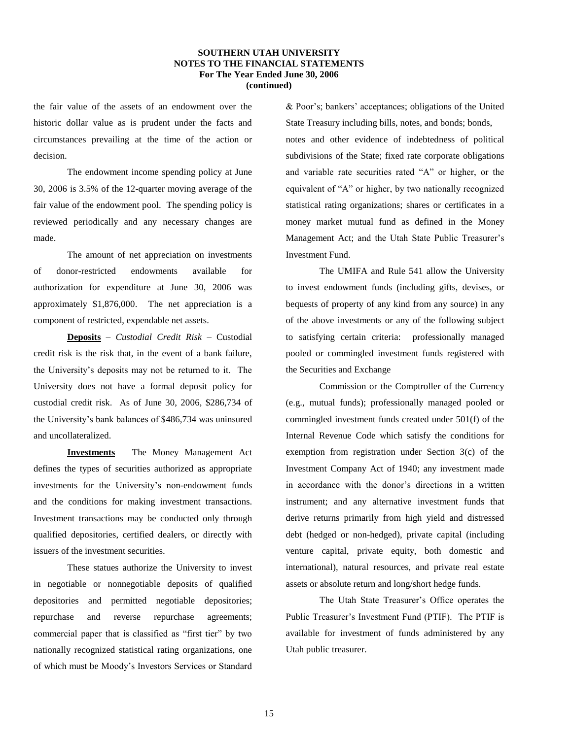the fair value of the assets of an endowment over the historic dollar value as is prudent under the facts and circumstances prevailing at the time of the action or decision.

The endowment income spending policy at June 30, 2006 is 3.5% of the 12-quarter moving average of the fair value of the endowment pool. The spending policy is reviewed periodically and any necessary changes are made.

The amount of net appreciation on investments of donor-restricted endowments available for authorization for expenditure at June 30, 2006 was approximately $1,876,000. The net appreciation is a component of restricted, expendable net assets.

**Deposits** – *Custodial Credit Risk* – Custodial credit risk is the risk that, in the event of a bank failure, the University's deposits may not be returned to it. The University does not have a formal deposit policy for custodial credit risk. As of June 30, 2006, $286,734 of the University's bank balances of $486,734 was uninsured and uncollateralized.

**Investments** – The Money Management Act defines the types of securities authorized as appropriate investments for the University's non-endowment funds and the conditions for making investment transactions. Investment transactions may be conducted only through qualified depositories, certified dealers, or directly with issuers of the investment securities.

These statues authorize the University to invest in negotiable or nonnegotiable deposits of qualified depositories and permitted negotiable depositories; repurchase and reverse repurchase agreements; commercial paper that is classified as "first tier" by two nationally recognized statistical rating organizations, one of which must be Moody's Investors Services or Standard & Poor's; bankers' acceptances; obligations of the United State Treasury including bills, notes, and bonds; bonds, notes and other evidence of indebtedness of political subdivisions of the State; fixed rate corporate obligations and variable rate securities rated "A" or higher, or the equivalent of "A" or higher, by two nationally recognized statistical rating organizations; shares or certificates in a money market mutual fund as defined in the Money Management Act; and the Utah State Public Treasurer's Investment Fund.

The UMIFA and Rule 541 allow the University to invest endowment funds (including gifts, devises, or bequests of property of any kind from any source) in any of the above investments or any of the following subject to satisfying certain criteria: professionally managed pooled or commingled investment funds registered with the Securities and Exchange Commission or the Comptroller of the Currency (e.g., mutual funds); professionally managed pooled or commingled investment funds created under 501(f) of the Internal Revenue Code which satisfy the conditions for exemption from registration under Section 3(c) of the Investment Company Act of 1940; any investment made in accordance with the donor's directions in a written instrument; and any alternative investment funds that derive returns primarily from high yield and distressed debt (hedged or non-hedged), private capital (including venture capital, private equity, both domestic and international), natural resources, and private real estate assets or absolute return and long/short hedge funds.

The Utah State Treasurer's Office operates the Public Treasurer's Investment Fund (PTIF). The PTIF is available for investment of funds administered by any Utah public treasurer.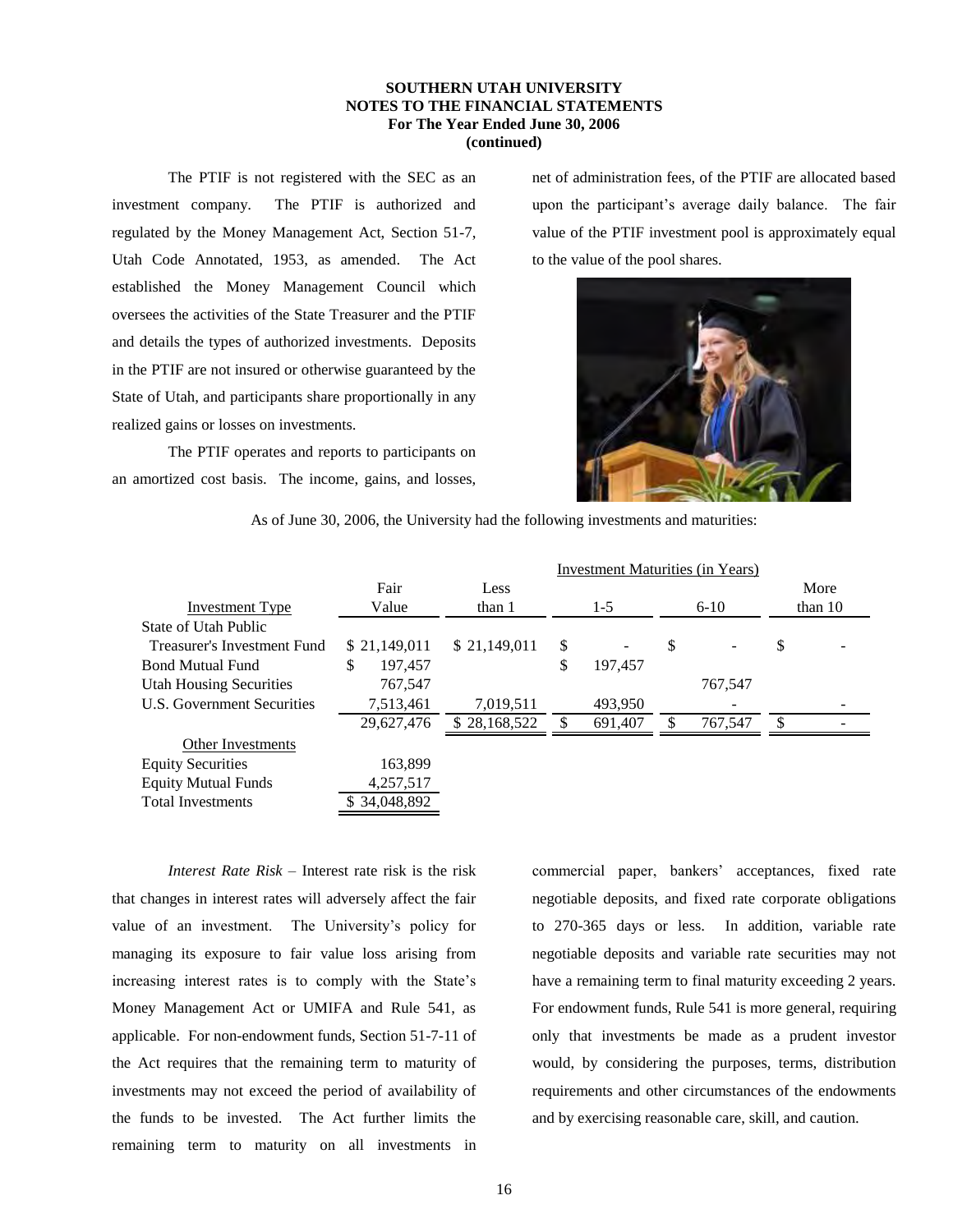The PTIF is not registered with the SEC as an investment company. The PTIF is authorized and regulated by the Money Management Act, Section 51-7, Utah Code Annotated, 1953, as amended. The Act established the Money Management Council which oversees the activities of the State Treasurer and the PTIF and details the types of authorized investments. Deposits in the PTIF are not insured or otherwise guaranteed by the State of Utah, and participants share proportionally in any realized gains or losses on investments.

The PTIF operates and reports to participants on an amortized cost basis. The income, gains, and losses, net of administration fees, of the PTIF are allocated based upon the participant's average daily balance. The fair value of the PTIF investment pool is approximately equal to the value of the pool shares.

As of June 30, 2006, the University had the following investments and maturities:

| | | Investment Maturities (in Years) | | | |
|---|---|---|---|---|---|
| Investment Type | Fair Value | Less than 1 | 1-5 | 6-10 | More than 10 |
| State of Utah Public Treasurer's Investment Fund | $ 21,149,011 | $ 21,149,011 | $ - | $ - | $ - |
| Bond Mutual Fund | $ 197,457 | | $ 197,457 | | |
| Utah Housing Securities | 767,547 | | | 767,547 | |
| U.S. Government Securities | 7,513,461 | 7,019,511 | 493,950 | - | - |
| | 29,627,476 | $ 28,168,522 | $ 691,407 | $ 767,547 | $ - |
| Other Investments | | | | | |
| Equity Securities | 163,899 | | | | |
| Equity Mutual Funds | 4,257,517 | | | | |
| Total Investments | $ 34,048,892 | | | | |

*Interest Rate Risk* – Interest rate risk is the risk that changes in interest rates will adversely affect the fair value of an investment. The University's policy for managing its exposure to fair value loss arising from increasing interest rates is to comply with the State's Money Management Act or UMIFA and Rule 541, as applicable. For non-endowment funds, Section 51-7-11 of the Act requires that the remaining term to maturity of investments may not exceed the period of availability of the funds to be invested. The Act further limits the remaining term to maturity on all investments in commercial paper, bankers' acceptances, fixed rate negotiable deposits, and fixed rate corporate obligations to 270-365 days or less. In addition, variable rate negotiable deposits and variable rate securities may not have a remaining term to final maturity exceeding 2 years. For endowment funds, Rule 541 is more general, requiring only that investments be made as a prudent investor would, by considering the purposes, terms, distribution requirements and other circumstances of the endowments and by exercising reasonable care, skill, and caution.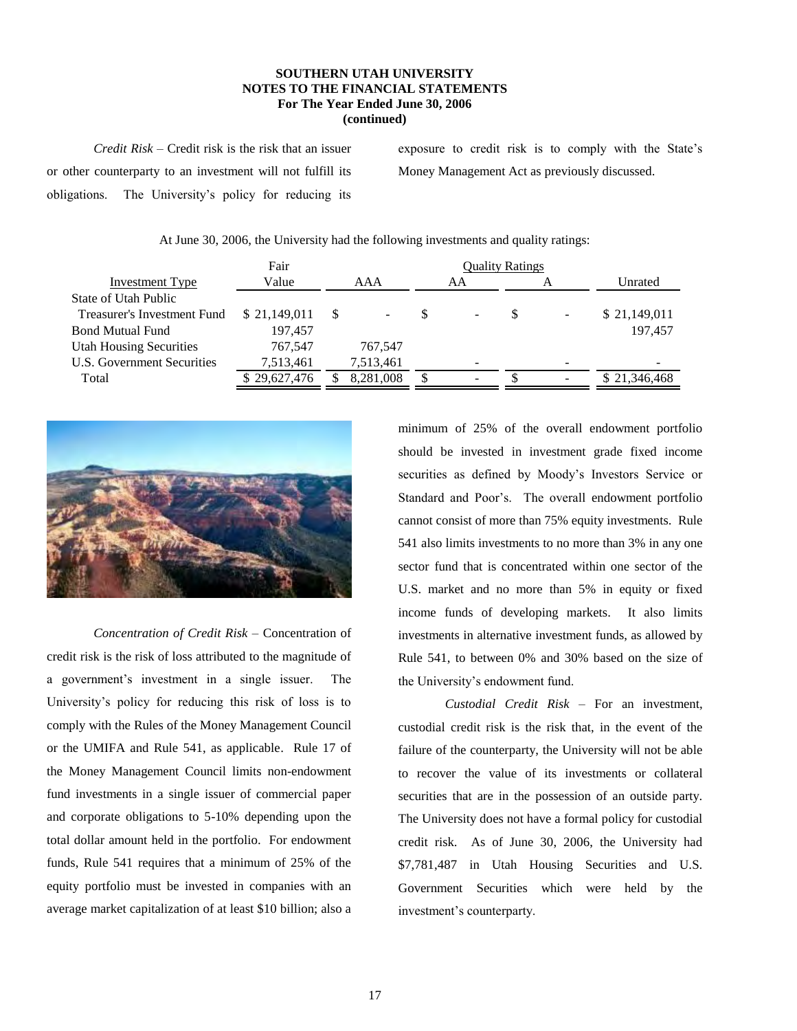*Credit Risk* – Credit risk is the risk that an issuer or other counterparty to an investment will not fulfill its obligations. The University's policy for reducing its exposure to credit risk is to comply with the State's Money Management Act as previously discussed.

At June 30, 2006, the University had the following investments and quality ratings:

| Investment Type | Fair Value | Quality Ratings AAA | AA | A | Unrated |
|---|---|---|---|---|---|
| State of Utah Public Treasurer's Investment Fund | $ 21,149,011 | $ - | $ - | $ - | $ 21,149,011 |
| Bond Mutual Fund | 197,457 | | | | 197,457 |
| Utah Housing Securities | 767,547 | 767,547 | | | |
| U.S. Government Securities | 7,513,461 | 7,513,461 | - | - | - |
| Total | $ 29,627,476 | $ 8,281,008 | $ - | $ - | $ 21,346,468 |

*Concentration of Credit Risk* – Concentration of credit risk is the risk of loss attributed to the magnitude of a government's investment in a single issuer. The University's policy for reducing this risk of loss is to comply with the Rules of the Money Management Council or the UMIFA and Rule 541, as applicable. Rule 17 of the Money Management Council limits non-endowment fund investments in a single issuer of commercial paper and corporate obligations to 5-10% depending upon the total dollar amount held in the portfolio. For endowment funds, Rule 541 requires that a minimum of 25% of the equity portfolio must be invested in companies with an average market capitalization of at least $10 billion; also a minimum of 25% of the overall endowment portfolio should be invested in investment grade fixed income securities as defined by Moody's Investors Service or Standard and Poor's. The overall endowment portfolio cannot consist of more than 75% equity investments. Rule 541 also limits investments to no more than 3% in any one sector fund that is concentrated within one sector of the U.S. market and no more than 5% in equity or fixed income funds of developing markets. It also limits investments in alternative investment funds, as allowed by Rule 541, to between 0% and 30% based on the size of the University's endowment fund.

*Custodial Credit Risk* – For an investment, custodial credit risk is the risk that, in the event of the failure of the counterparty, the University will not be able to recover the value of its investments or collateral securities that are in the possession of an outside party. The University does not have a formal policy for custodial credit risk. As of June 30, 2006, the University had $7,781,487 in Utah Housing Securities and U.S. Government Securities which were held by the investment's counterparty.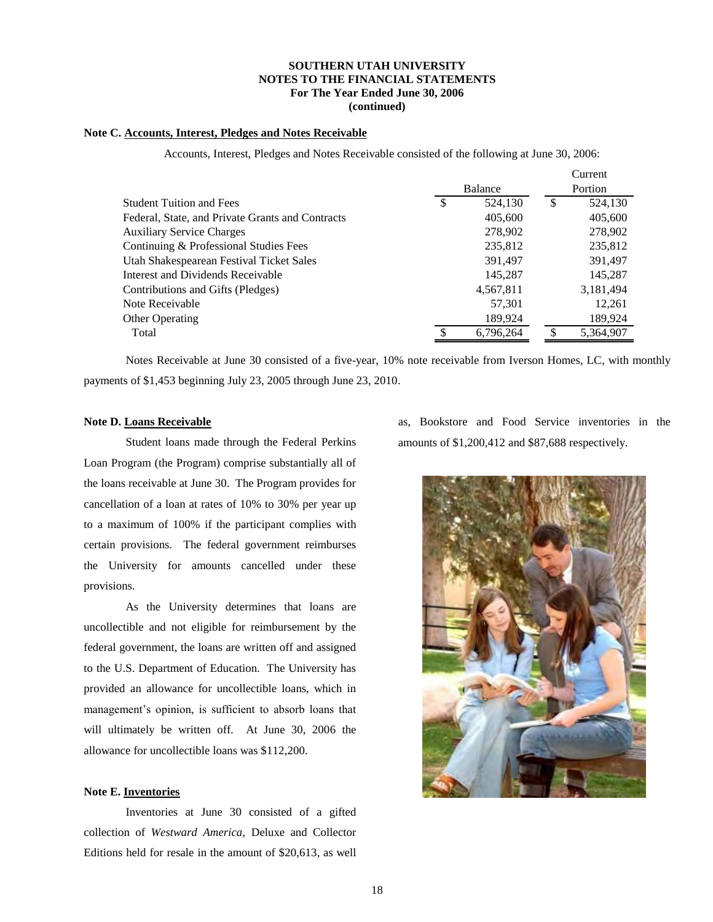**SOUTHERN UTAH UNIVERSITY**
**NOTES TO THE FINANCIAL STATEMENTS**
**For The Year Ended June 30, 2006**
**(continued)**

**Note C. Accounts, Interest, Pledges and Notes Receivable**

Accounts, Interest, Pledges and Notes Receivable consisted of the following at June 30, 2006:

| | Balance | Current Portion |
|---|---|---|
| Student Tuition and Fees | $ 524,130 | $ 524,130 |
| Federal, State, and Private Grants and Contracts | 405,600 | 405,600 |
| Auxiliary Service Charges | 278,902 | 278,902 |
| Continuing & Professional Studies Fees | 235,812 | 235,812 |
| Utah Shakespearean Festival Ticket Sales | 391,497 | 391,497 |
| Interest and Dividends Receivable | 145,287 | 145,287 |
| Contributions and Gifts (Pledges) | 4,567,811 | 3,181,494 |
| Note Receivable | 57,301 | 12,261 |
| Other Operating | 189,924 | 189,924 |
| Total | $ 6,796,264 | $ 5,364,907 |

Notes Receivable at June 30 consisted of a five-year, 10% note receivable from Iverson Homes, LC, with monthly payments of $1,453 beginning July 23, 2005 through June 23, 2010.

**Note D. Loans Receivable**

Student loans made through the Federal Perkins Loan Program (the Program) comprise substantially all of the loans receivable at June 30. The Program provides for cancellation of a loan at rates of 10% to 30% per year up to a maximum of 100% if the participant complies with certain provisions. The federal government reimburses the University for amounts cancelled under these provisions.

As the University determines that loans are uncollectible and not eligible for reimbursement by the federal government, the loans are written off and assigned to the U.S. Department of Education. The University has provided an allowance for uncollectible loans, which in management's opinion, is sufficient to absorb loans that will ultimately be written off. At June 30, 2006 the allowance for uncollectible loans was $112,200.

**Note E. Inventories**

Inventories at June 30 consisted of a gifted collection of *Westward America*, Deluxe and Collector Editions held for resale in the amount of $20,613, as well as, Bookstore and Food Service inventories in the amounts of $1,200,412 and $87,688 respectively.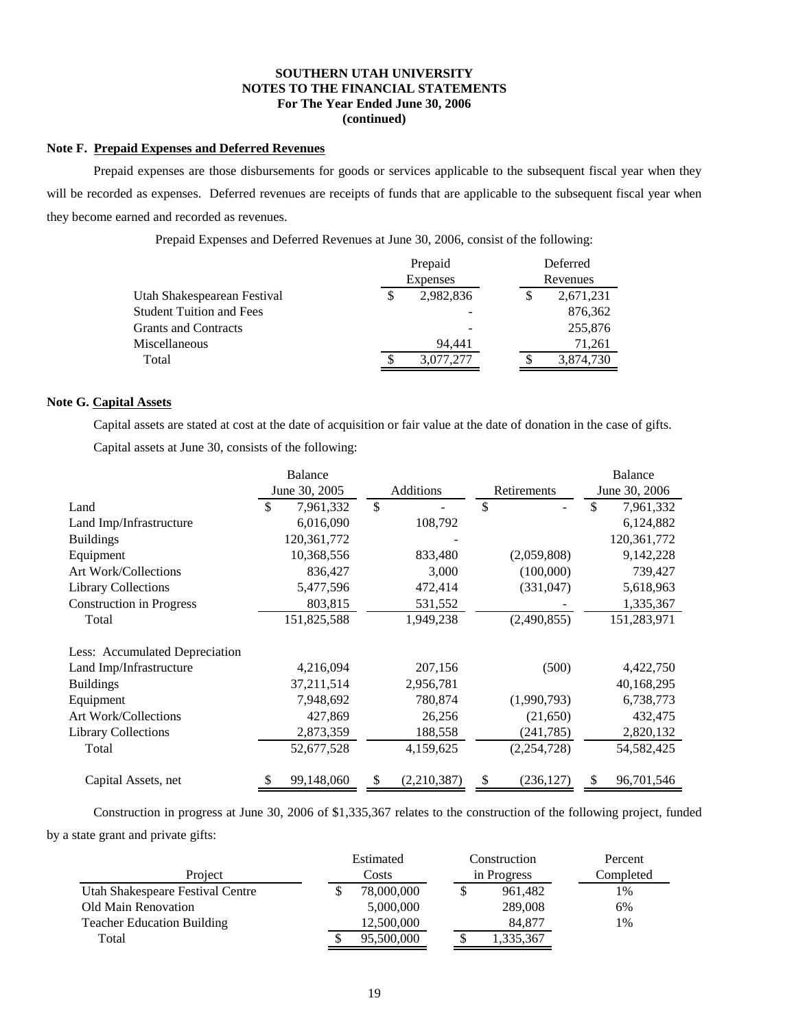**SOUTHERN UTAH UNIVERSITY**
**NOTES TO THE FINANCIAL STATEMENTS**
**For The Year Ended June 30, 2006**
**(continued)**

**Note F. Prepaid Expenses and Deferred Revenues**

Prepaid expenses are those disbursements for goods or services applicable to the subsequent fiscal year when they will be recorded as expenses. Deferred revenues are receipts of funds that are applicable to the subsequent fiscal year when they become earned and recorded as revenues.

Prepaid Expenses and Deferred Revenues at June 30, 2006, consist of the following:

| | Prepaid Expenses | Deferred Revenues |
|---|---|---|
| Utah Shakespearean Festival | $ 2,982,836 | $ 2,671,231 |
| Student Tuition and Fees | - | 876,362 |
| Grants and Contracts | - | 255,876 |
| Miscellaneous | 94,441 | 71,261 |
| Total | $ 3,077,277 | $ 3,874,730 |

**Note G. Capital Assets**

Capital assets are stated at cost at the date of acquisition or fair value at the date of donation in the case of gifts.

Capital assets at June 30, consists of the following:

| | Balance June 30, 2005 | Additions | Retirements | Balance June 30, 2006 |
|---|---|---|---|---|
| Land | $ 7,961,332 | $ - | $ - | $ 7,961,332 |
| Land Imp/Infrastructure | 6,016,090 | 108,792 | | 6,124,882 |
| Buildings | 120,361,772 | - | | 120,361,772 |
| Equipment | 10,368,556 | 833,480 | (2,059,808) | 9,142,228 |
| Art Work/Collections | 836,427 | 3,000 | (100,000) | 739,427 |
| Library Collections | 5,477,596 | 472,414 | (331,047) | 5,618,963 |
| Construction in Progress | 803,815 | 531,552 | - | 1,335,367 |
| Total | 151,825,588 | 1,949,238 | (2,490,855) | 151,283,971 |
| Less: Accumulated Depreciation | | | | |
| Land Imp/Infrastructure | 4,216,094 | 207,156 | (500) | 4,422,750 |
| Buildings | 37,211,514 | 2,956,781 | | 40,168,295 |
| Equipment | 7,948,692 | 780,874 | (1,990,793) | 6,738,773 |
| Art Work/Collections | 427,869 | 26,256 | (21,650) | 432,475 |
| Library Collections | 2,873,359 | 188,558 | (241,785) | 2,820,132 |
| Total | 52,677,528 | 4,159,625 | (2,254,728) | 54,582,425 |
| Capital Assets, net | $ 99,148,060 | $ (2,210,387) | $ (236,127) | $ 96,701,546 |

Construction in progress at June 30, 2006 of $1,335,367 relates to the construction of the following project, funded by a state grant and private gifts:

| Project | Estimated Costs | Construction in Progress | Percent Completed |
|---|---|---|---|
| Utah Shakespeare Festival Centre | $ 78,000,000 | $ 961,482 | 1% |
| Old Main Renovation | 5,000,000 | 289,008 | 6% |
| Teacher Education Building | 12,500,000 | 84,877 | 1% |
| Total | $ 95,500,000 | $ 1,335,367 | |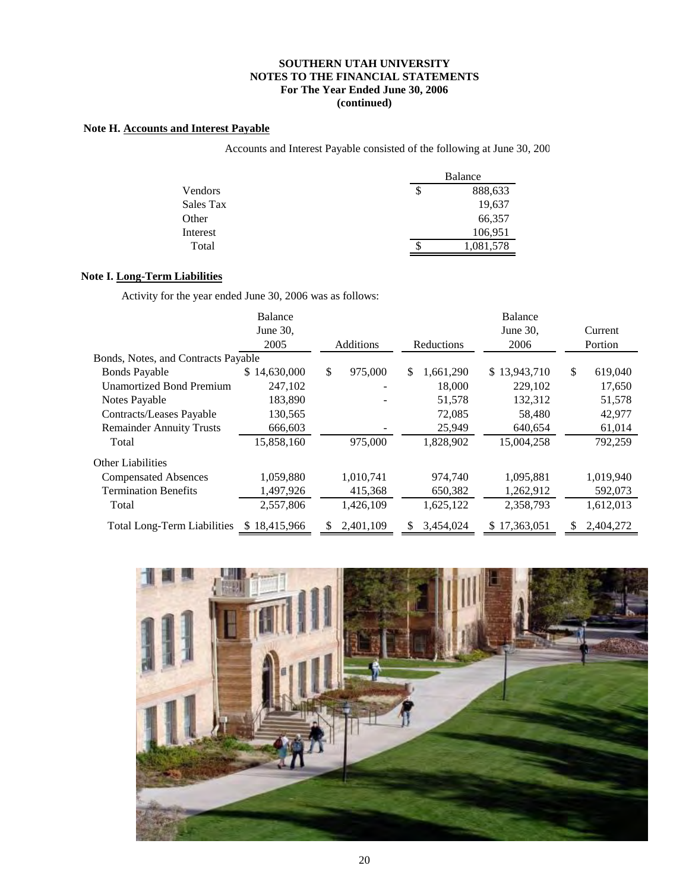**SOUTHERN UTAH UNIVERSITY**
**NOTES TO THE FINANCIAL STATEMENTS**
**For The Year Ended June 30, 2006**
**(continued)**

### Note H. Accounts and Interest Payable

Accounts and Interest Payable consisted of the following at June 30, 200

| | Balance |
|---|---|
| Vendors | $ 888,633 |
| Sales Tax | 19,637 |
| Other | 66,357 |
| Interest | 106,951 |
| Total | $ 1,081,578 |

### Note I. Long-Term Liabilities

Activity for the year ended June 30, 2006 was as follows:

| | Balance June 30, 2005 | Additions | Reductions | Balance June 30, 2006 | Current Portion |
|---|---|---|---|---|---|
| Bonds, Notes, and Contracts Payable | | | | | |
| Bonds Payable | $ 14,630,000 | $ 975,000 | $ 1,661,290 | $ 13,943,710 | $ 619,040 |
| Unamortized Bond Premium | 247,102 | - | 18,000 | 229,102 | 17,650 |
| Notes Payable | 183,890 | - | 51,578 | 132,312 | 51,578 |
| Contracts/Leases Payable | 130,565 | | 72,085 | 58,480 | 42,977 |
| Remainder Annuity Trusts | 666,603 | - | 25,949 | 640,654 | 61,014 |
| Total | 15,858,160 | 975,000 | 1,828,902 | 15,004,258 | 792,259 |
| Other Liabilities | | | | | |
| Compensated Absences | 1,059,880 | 1,010,741 | 974,740 | 1,095,881 | 1,019,940 |
| Termination Benefits | 1,497,926 | 415,368 | 650,382 | 1,262,912 | 592,073 |
| Total | 2,557,806 | 1,426,109 | 1,625,122 | 2,358,793 | 1,612,013 |
| Total Long-Term Liabilities | $ 18,415,966 | $ 2,401,109 | $ 3,454,024 | $ 17,363,051 | $ 2,404,272 |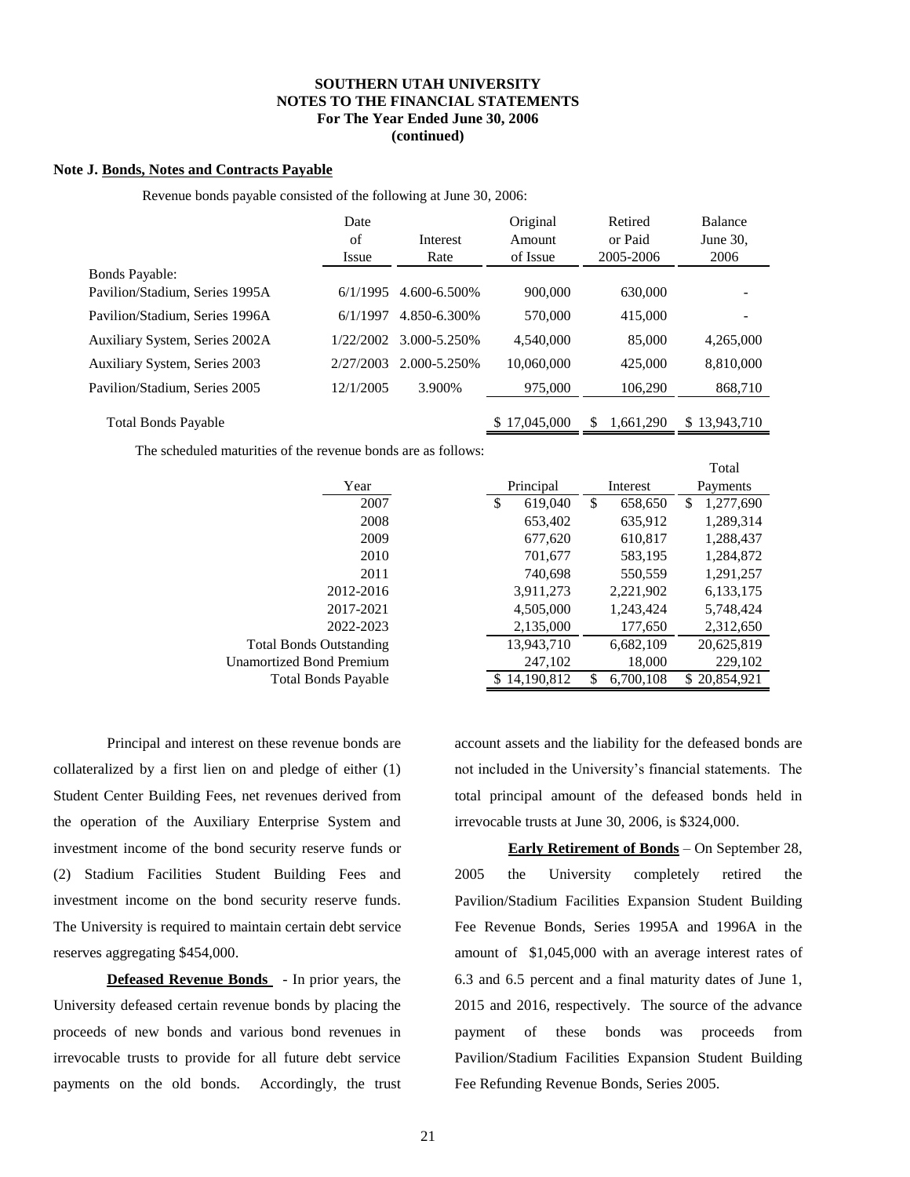**SOUTHERN UTAH UNIVERSITY**
**NOTES TO THE FINANCIAL STATEMENTS**
**For The Year Ended June 30, 2006**
**(continued)**

**Note J. Bonds, Notes and Contracts Payable**

Revenue bonds payable consisted of the following at June 30, 2006:

| | Date of Issue | Interest Rate | Original Amount of Issue | Retired or Paid 2005-2006 | Balance June 30, 2006 |
|---|---|---|---|---|---|
| Bonds Payable: | | | | | |
| Pavilion/Stadium, Series 1995A | 6/1/1995 | 4.600-6.500% | 900,000 | 630,000 | - |
| Pavilion/Stadium, Series 1996A | 6/1/1997 | 4.850-6.300% | 570,000 | 415,000 | - |
| Auxiliary System, Series 2002A | 1/22/2002 | 3.000-5.250% | 4,540,000 | 85,000 | 4,265,000 |
| Auxiliary System, Series 2003 | 2/27/2003 | 2.000-5.250% | 10,060,000 | 425,000 | 8,810,000 |
| Pavilion/Stadium, Series 2005 | 12/1/2005 | 3.900% | 975,000 | 106,290 | 868,710 |
| Total Bonds Payable | | | $ 17,045,000 | $ 1,661,290 | $ 13,943,710 |

The scheduled maturities of the revenue bonds are as follows:

| Year | Principal | Interest | Total Payments |
|---|---|---|---|
| 2007 | $ 619,040 | $ 658,650 | $ 1,277,690 |
| 2008 | 653,402 | 635,912 | 1,289,314 |
| 2009 | 677,620 | 610,817 | 1,288,437 |
| 2010 | 701,677 | 583,195 | 1,284,872 |
| 2011 | 740,698 | 550,559 | 1,291,257 |
| 2012-2016 | 3,911,273 | 2,221,902 | 6,133,175 |
| 2017-2021 | 4,505,000 | 1,243,424 | 5,748,424 |
| 2022-2023 | 2,135,000 | 177,650 | 2,312,650 |
| Total Bonds Outstanding | 13,943,710 | 6,682,109 | 20,625,819 |
| Unamortized Bond Premium | 247,102 | 18,000 | 229,102 |
| Total Bonds Payable | $ 14,190,812 | $ 6,700,108 | $ 20,854,921 |

Principal and interest on these revenue bonds are collateralized by a first lien on and pledge of either (1) Student Center Building Fees, net revenues derived from the operation of the Auxiliary Enterprise System and investment income of the bond security reserve funds or (2) Stadium Facilities Student Building Fees and investment income on the bond security reserve funds. The University is required to maintain certain debt service reserves aggregating $454,000.

**Defeased Revenue Bonds** - In prior years, the University defeased certain revenue bonds by placing the proceeds of new bonds and various bond revenues in irrevocable trusts to provide for all future debt service payments on the old bonds. Accordingly, the trust account assets and the liability for the defeased bonds are not included in the University's financial statements. The total principal amount of the defeased bonds held in irrevocable trusts at June 30, 2006, is $324,000.

**Early Retirement of Bonds** – On September 28, 2005 the University completely retired the Pavilion/Stadium Facilities Expansion Student Building Fee Revenue Bonds, Series 1995A and 1996A in the amount of $1,045,000 with an average interest rates of 6.3 and 6.5 percent and a final maturity dates of June 1, 2015 and 2016, respectively. The source of the advance payment of these bonds was proceeds from Pavilion/Stadium Facilities Expansion Student Building Fee Refunding Revenue Bonds, Series 2005.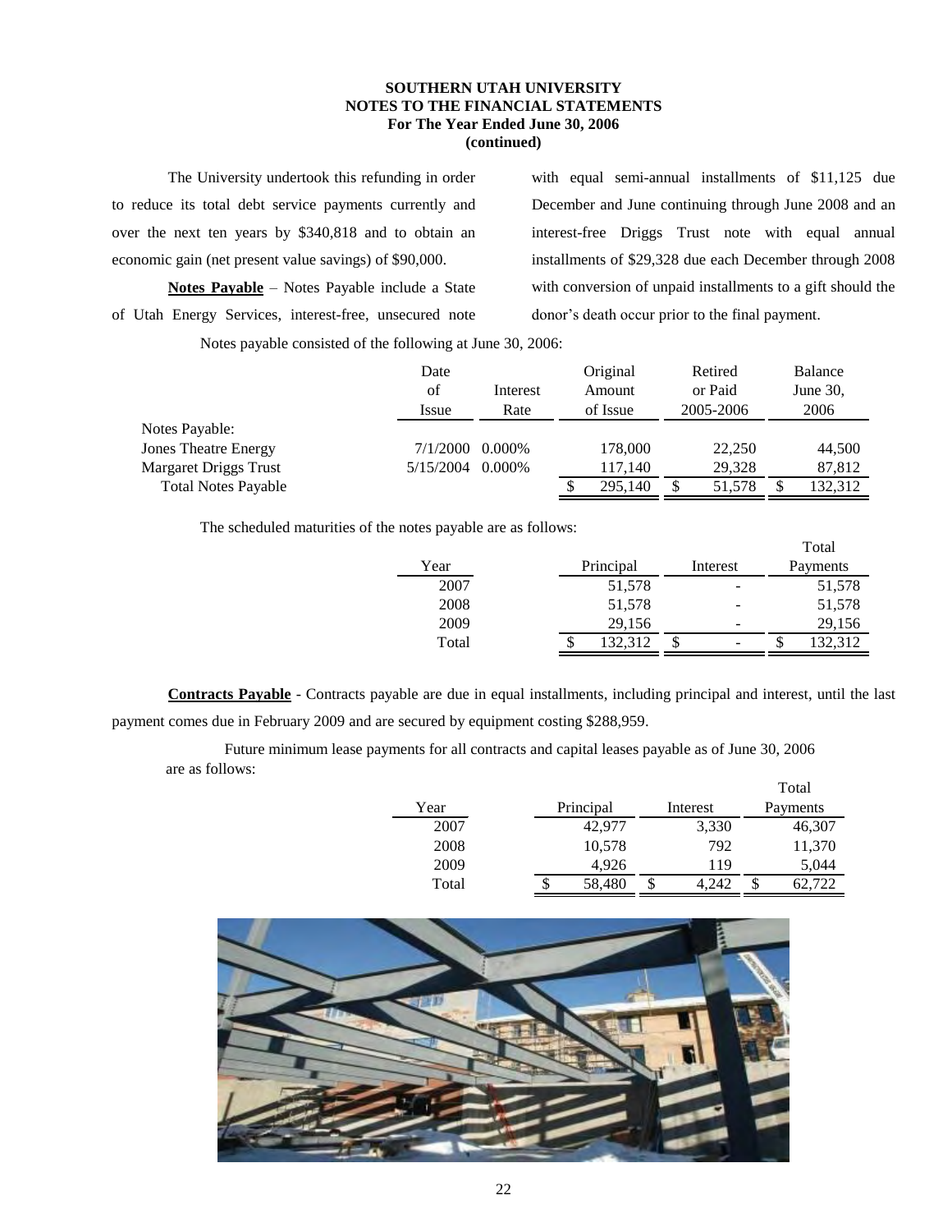The University undertook this refunding in order to reduce its total debt service payments currently and over the next ten years by $340,818 and to obtain an economic gain (net present value savings) of $90,000.

**Notes Payable** – Notes Payable include a State of Utah Energy Services, interest-free, unsecured note with equal semi-annual installments of $11,125 due December and June continuing through June 2008 and an interest-free Driggs Trust note with equal annual installments of $29,328 due each December through 2008 with conversion of unpaid installments to a gift should the donor's death occur prior to the final payment.

Notes payable consisted of the following at June 30, 2006:

| | Date of Issue | Interest Rate | Original Amount of Issue | Retired or Paid 2005-2006 | Balance June 30, 2006 |
|---|---|---|---|---|---|
| Notes Payable: | | | | | |
| Jones Theatre Energy | 7/1/2000 | 0.000% | 178,000 | 22,250 | 44,500 |
| Margaret Driggs Trust | 5/15/2004 | 0.000% | 117,140 | 29,328 | 87,812 |
| Total Notes Payable | | | $ 295,140 | $ 51,578 | $ 132,312 |

The scheduled maturities of the notes payable are as follows:

| Year | Principal | Interest | Total Payments |
|---|---|---|---|
| 2007 | 51,578 | - | 51,578 |
| 2008 | 51,578 | - | 51,578 |
| 2009 | 29,156 | - | 29,156 |
| Total | $ 132,312 | $ - | $ 132,312 |

**Contracts Payable** - Contracts payable are due in equal installments, including principal and interest, until the last payment comes due in February 2009 and are secured by equipment costing $288,959.

Future minimum lease payments for all contracts and capital leases payable as of June 30, 2006 are as follows:

| Year | Principal | Interest | Total Payments |
|---|---|---|---|
| 2007 | 42,977 | 3,330 | 46,307 |
| 2008 | 10,578 | 792 | 11,370 |
| 2009 | 4,926 | 119 | 5,044 |
| Total | $ 58,480 | $ 4,242 | $ 62,722 |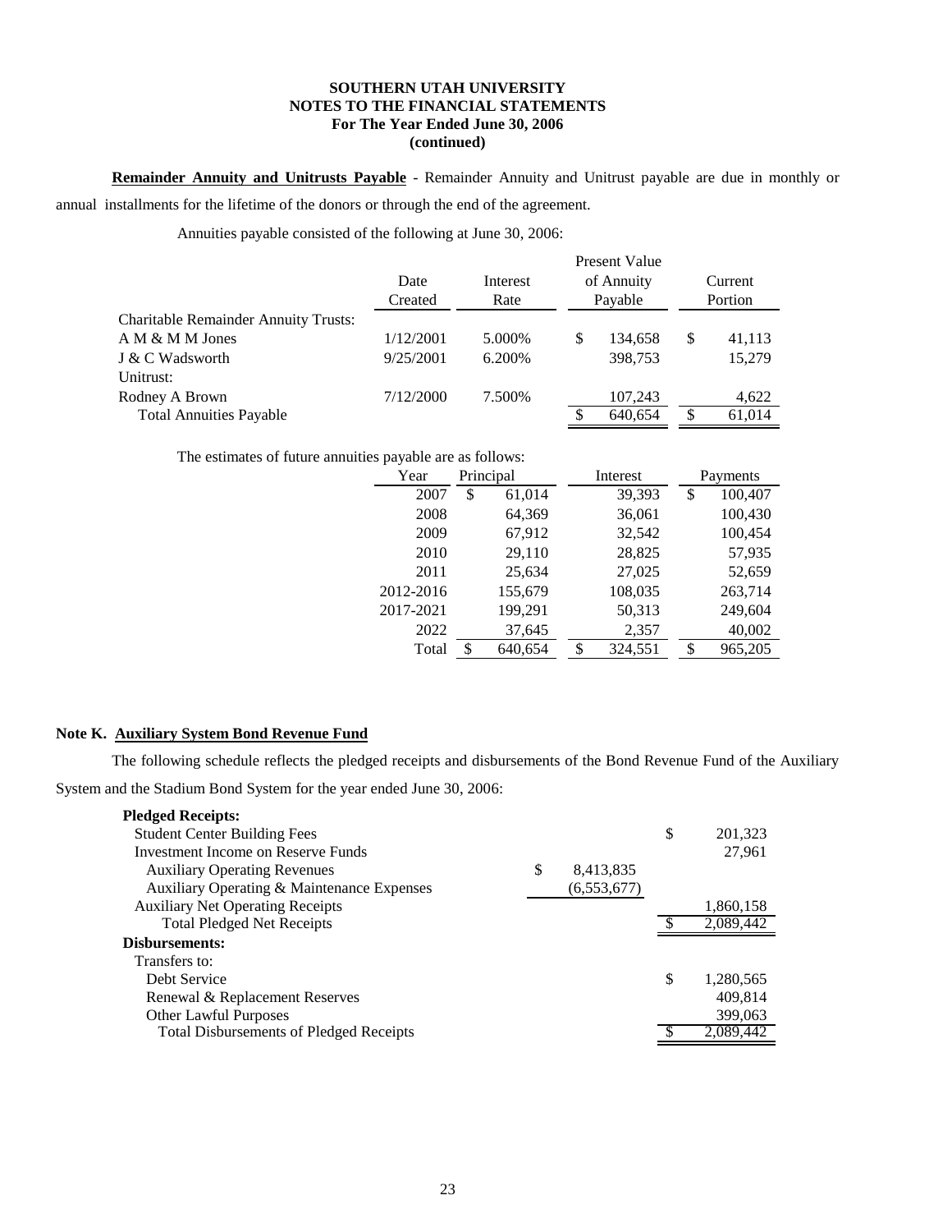**SOUTHERN UTAH UNIVERSITY**
**NOTES TO THE FINANCIAL STATEMENTS**
**For The Year Ended June 30, 2006**
**(continued)**

**Remainder Annuity and Unitrusts Payable** - Remainder Annuity and Unitrust payable are due in monthly or annual installments for the lifetime of the donors or through the end of the agreement.

Annuities payable consisted of the following at June 30, 2006:

| | Date Created | Interest Rate | Present Value of Annuity Payable | Current Portion |
|---|---|---|---|---|
| Charitable Remainder Annuity Trusts: | | | | |
| A M & M M Jones | 1/12/2001 | 5.000% | $ 134,658 | $ 41,113 |
| J & C Wadsworth | 9/25/2001 | 6.200% | 398,753 | 15,279 |
| Unitrust: | | | | |
| Rodney A Brown | 7/12/2000 | 7.500% | 107,243 | 4,622 |
| Total Annuities Payable | | | $ 640,654 | $ 61,014 |

The estimates of future annuities payable are as follows:

| Year | Principal | Interest | Payments |
|---|---|---|---|
| 2007 | $ 61,014 | 39,393 | $ 100,407 |
| 2008 | 64,369 | 36,061 | 100,430 |
| 2009 | 67,912 | 32,542 | 100,454 |
| 2010 | 29,110 | 28,825 | 57,935 |
| 2011 | 25,634 | 27,025 | 52,659 |
| 2012-2016 | 155,679 | 108,035 | 263,714 |
| 2017-2021 | 199,291 | 50,313 | 249,604 |
| 2022 | 37,645 | 2,357 | 40,002 |
| Total | $ 640,654 | $ 324,551 | $ 965,205 |

## Note K. Auxiliary System Bond Revenue Fund

The following schedule reflects the pledged receipts and disbursements of the Bond Revenue Fund of the Auxiliary System and the Stadium Bond System for the year ended June 30, 2006:

| | | |
|---|---|---|
| **Pledged Receipts:** | | |
| Student Center Building Fees | | $ 201,323 |
| Investment Income on Reserve Funds | | 27,961 |
| Auxiliary Operating Revenues | $ 8,413,835 | |
| Auxiliary Operating & Maintenance Expenses | (6,553,677) | |
| Auxiliary Net Operating Receipts | | 1,860,158 |
| Total Pledged Net Receipts | | $ 2,089,442 |
| **Disbursements:** | | |
| Transfers to: | | |
| Debt Service | | $ 1,280,565 |
| Renewal & Replacement Reserves | | 409,814 |
| Other Lawful Purposes | | 399,063 |
| Total Disbursements of Pledged Receipts | | $ 2,089,442 |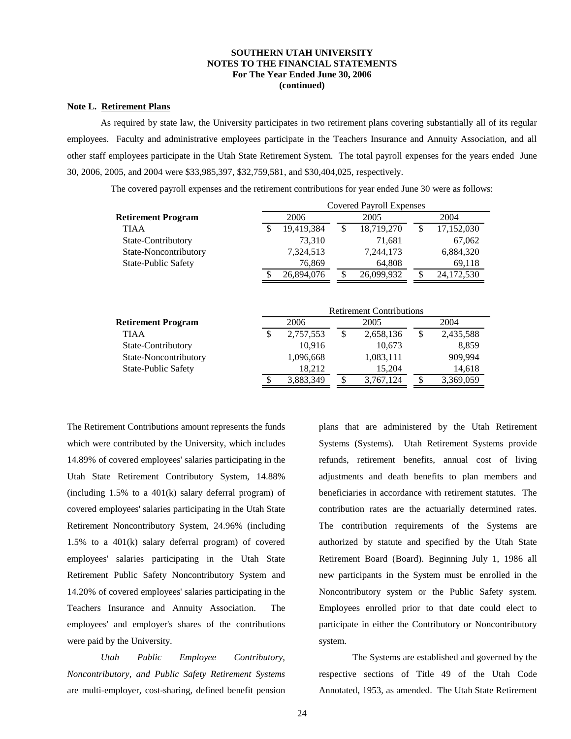**SOUTHERN UTAH UNIVERSITY**
**NOTES TO THE FINANCIAL STATEMENTS**
**For The Year Ended June 30, 2006**
**(continued)**

**Note L. Retirement Plans**

As required by state law, the University participates in two retirement plans covering substantially all of its regular employees. Faculty and administrative employees participate in the Teachers Insurance and Annuity Association, and all other staff employees participate in the Utah State Retirement System. The total payroll expenses for the years ended June 30, 2006, 2005, and 2004 were $33,985,397, $32,759,581, and $30,404,025, respectively.

The covered payroll expenses and the retirement contributions for year ended June 30 were as follows:

| | Covered Payroll Expenses | | |
|---|---|---|---|
| **Retirement Program** | 2006 | 2005 | 2004 |
| TIAA | $ 19,419,384 | $ 18,719,270 | $ 17,152,030 |
| State-Contributory | 73,310 | 71,681 | 67,062 |
| State-Noncontributory | 7,324,513 | 7,244,173 | 6,884,320 |
| State-Public Safety | 76,869 | 64,808 | 69,118 |
| | $ 26,894,076 | $ 26,099,932 | $ 24,172,530 |

| | Retirement Contributions | | |
|---|---|---|---|
| **Retirement Program** | 2006 | 2005 | 2004 |
| TIAA | $ 2,757,553 | $ 2,658,136 | $ 2,435,588 |
| State-Contributory | 10,916 | 10,673 | 8,859 |
| State-Noncontributory | 1,096,668 | 1,083,111 | 909,994 |
| State-Public Safety | 18,212 | 15,204 | 14,618 |
| | $ 3,883,349 | $ 3,767,124 | $ 3,369,059 |

The Retirement Contributions amount represents the funds which were contributed by the University, which includes 14.89% of covered employees' salaries participating in the Utah State Retirement Contributory System, 14.88% (including 1.5% to a 401(k) salary deferral program) of covered employees' salaries participating in the Utah State Retirement Noncontributory System, 24.96% (including 1.5% to a 401(k) salary deferral program) of covered employees' salaries participating in the Utah State Retirement Public Safety Noncontributory System and 14.20% of covered employees' salaries participating in the Teachers Insurance and Annuity Association. The employees' and employer's shares of the contributions were paid by the University.

*Utah Public Employee Contributory, Noncontributory, and Public Safety Retirement Systems* are multi-employer, cost-sharing, defined benefit pension plans that are administered by the Utah Retirement Systems (Systems). Utah Retirement Systems provide refunds, retirement benefits, annual cost of living adjustments and death benefits to plan members and beneficiaries in accordance with retirement statutes. The contribution rates are the actuarially determined rates. The contribution requirements of the Systems are authorized by statute and specified by the Utah State Retirement Board (Board). Beginning July 1, 1986 all new participants in the System must be enrolled in the Noncontributory system or the Public Safety system. Employees enrolled prior to that date could elect to participate in either the Contributory or Noncontributory system.

The Systems are established and governed by the respective sections of Title 49 of the Utah Code Annotated, 1953, as amended. The Utah State Retirement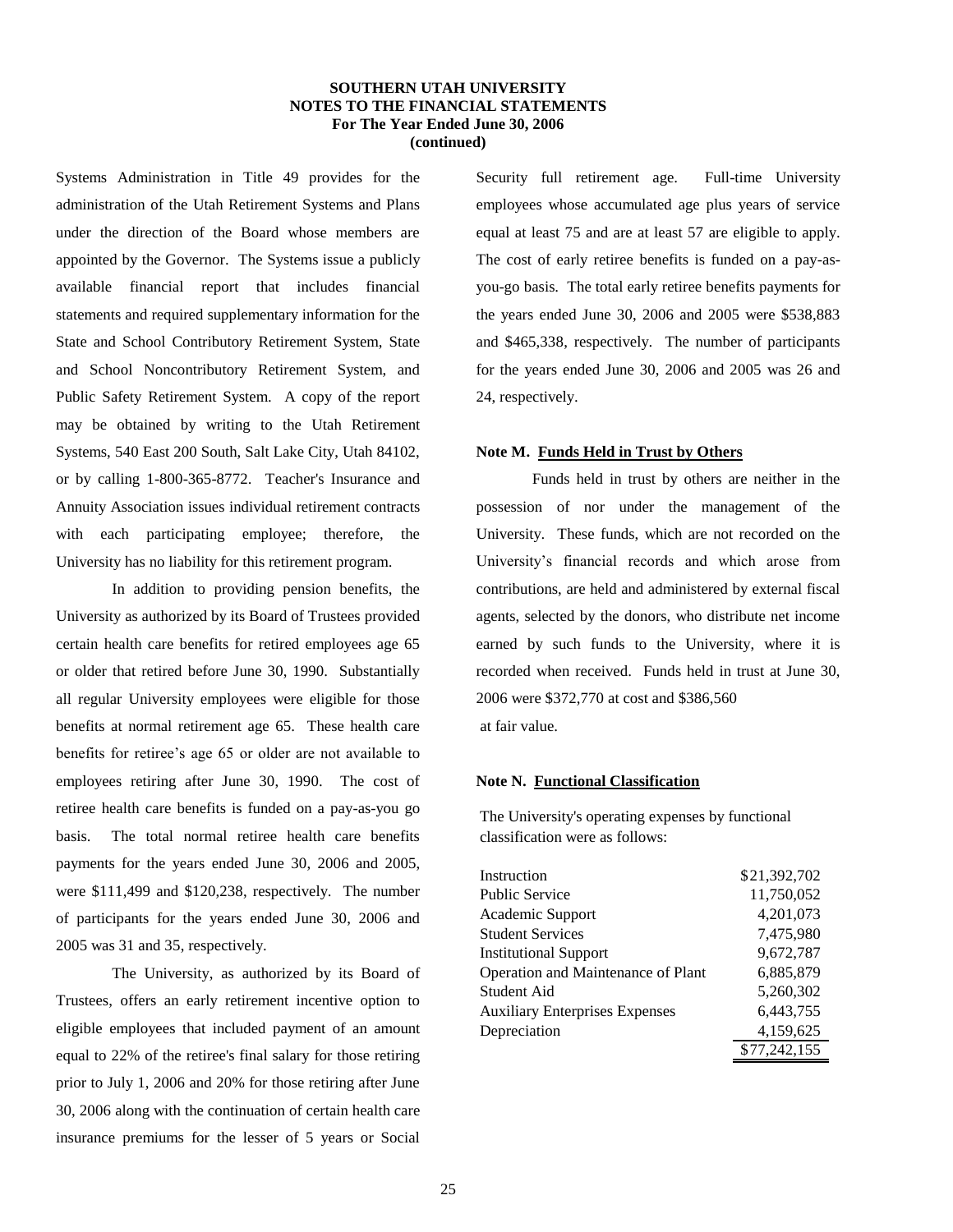Systems Administration in Title 49 provides for the administration of the Utah Retirement Systems and Plans under the direction of the Board whose members are appointed by the Governor. The Systems issue a publicly available financial report that includes financial statements and required supplementary information for the State and School Contributory Retirement System, State and School Noncontributory Retirement System, and Public Safety Retirement System. A copy of the report may be obtained by writing to the Utah Retirement Systems, 540 East 200 South, Salt Lake City, Utah 84102, or by calling 1-800-365-8772. Teacher's Insurance and Annuity Association issues individual retirement contracts with each participating employee; therefore, the University has no liability for this retirement program.

In addition to providing pension benefits, the University as authorized by its Board of Trustees provided certain health care benefits for retired employees age 65 or older that retired before June 30, 1990. Substantially all regular University employees were eligible for those benefits at normal retirement age 65. These health care benefits for retiree's age 65 or older are not available to employees retiring after June 30, 1990. The cost of retiree health care benefits is funded on a pay-as-you go basis. The total normal retiree health care benefits payments for the years ended June 30, 2006 and 2005, were \$111,499 and \$120,238, respectively. The number of participants for the years ended June 30, 2006 and 2005 was 31 and 35, respectively.

The University, as authorized by its Board of Trustees, offers an early retirement incentive option to eligible employees that included payment of an amount equal to 22% of the retiree's final salary for those retiring prior to July 1, 2006 and 20% for those retiring after June 30, 2006 along with the continuation of certain health care insurance premiums for the lesser of 5 years or Social Security full retirement age. Full-time University employees whose accumulated age plus years of service equal at least 75 and are at least 57 are eligible to apply. The cost of early retiree benefits is funded on a pay-as-you-go basis. The total early retiree benefits payments for the years ended June 30, 2006 and 2005 were \$538,883 and \$465,338, respectively. The number of participants for the years ended June 30, 2006 and 2005 was 26 and 24, respectively.

**Note M. Funds Held in Trust by Others**

Funds held in trust by others are neither in the possession of nor under the management of the University. These funds, which are not recorded on the University's financial records and which arose from contributions, are held and administered by external fiscal agents, selected by the donors, who distribute net income earned by such funds to the University, where it is recorded when received. Funds held in trust at June 30, 2006 were \$372,770 at cost and \$386,560 at fair value.

**Note N. Functional Classification**

The University's operating expenses by functional classification were as follows:

| | |
|---|---:|
| Instruction | \$21,392,702 |
| Public Service | 11,750,052 |
| Academic Support | 4,201,073 |
| Student Services | 7,475,980 |
| Institutional Support | 9,672,787 |
| Operation and Maintenance of Plant | 6,885,879 |
| Student Aid | 5,260,302 |
| Auxiliary Enterprises Expenses | 6,443,755 |
| Depreciation | 4,159,625 |
| | \$77,242,155 |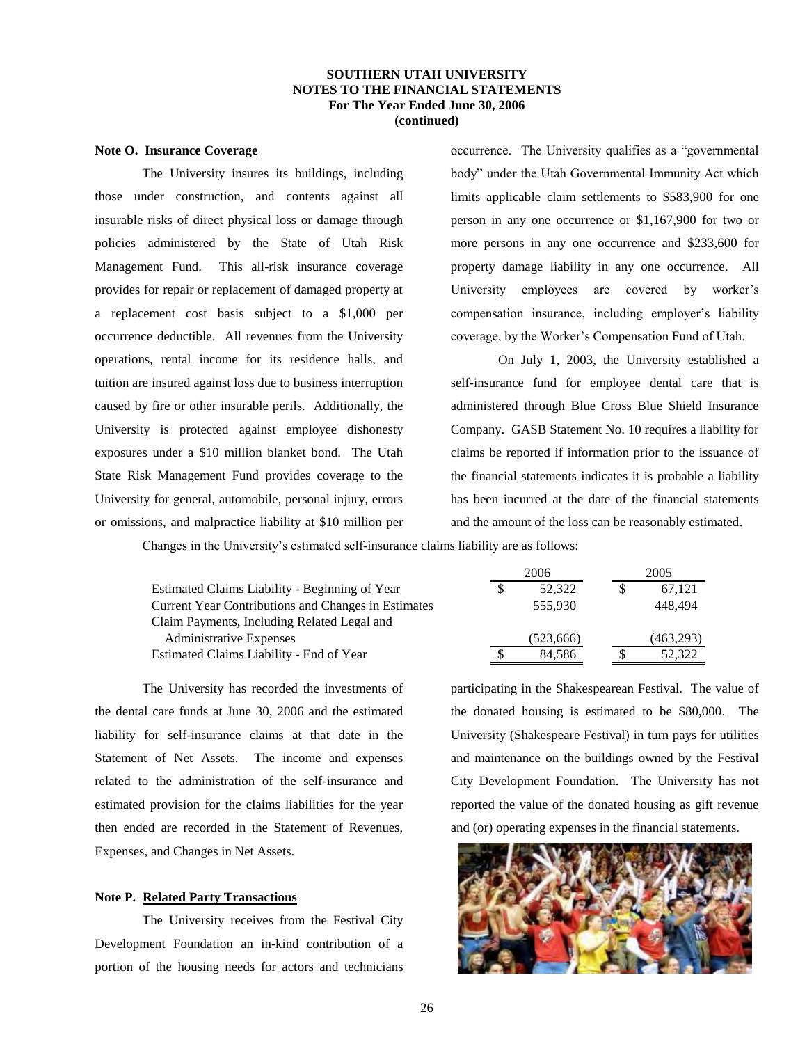**SOUTHERN UTAH UNIVERSITY**
**NOTES TO THE FINANCIAL STATEMENTS**
**For The Year Ended June 30, 2006**
**(continued)**

**Note O. Insurance Coverage**

The University insures its buildings, including those under construction, and contents against all insurable risks of direct physical loss or damage through policies administered by the State of Utah Risk Management Fund. This all-risk insurance coverage provides for repair or replacement of damaged property at a replacement cost basis subject to a $1,000 per occurrence deductible. All revenues from the University operations, rental income for its residence halls, and tuition are insured against loss due to business interruption caused by fire or other insurable perils. Additionally, the University is protected against employee dishonesty exposures under a $10 million blanket bond. The Utah State Risk Management Fund provides coverage to the University for general, automobile, personal injury, errors or omissions, and malpractice liability at $10 million per occurrence. The University qualifies as a "governmental body" under the Utah Governmental Immunity Act which limits applicable claim settlements to $583,900 for one person in any one occurrence or $1,167,900 for two or more persons in any one occurrence and $233,600 for property damage liability in any one occurrence. All University employees are covered by worker's compensation insurance, including employer's liability coverage, by the Worker's Compensation Fund of Utah.

On July 1, 2003, the University established a self-insurance fund for employee dental care that is administered through Blue Cross Blue Shield Insurance Company. GASB Statement No. 10 requires a liability for claims be reported if information prior to the issuance of the financial statements indicates it is probable a liability has been incurred at the date of the financial statements and the amount of the loss can be reasonably estimated.

Changes in the University's estimated self-insurance claims liability are as follows:

| | 2006 | 2005 |
|---|---|---|
| Estimated Claims Liability - Beginning of Year | $ 52,322 | $ 67,121 |
| Current Year Contributions and Changes in Estimates | 555,930 | 448,494 |
| Claim Payments, Including Related Legal and Administrative Expenses | (523,666) | (463,293) |
| Estimated Claims Liability - End of Year | $ 84,586 | $ 52,322 |

The University has recorded the investments of the dental care funds at June 30, 2006 and the estimated liability for self-insurance claims at that date in the Statement of Net Assets. The income and expenses related to the administration of the self-insurance and estimated provision for the claims liabilities for the year then ended are recorded in the Statement of Revenues, Expenses, and Changes in Net Assets.

**Note P. Related Party Transactions**

The University receives from the Festival City Development Foundation an in-kind contribution of a portion of the housing needs for actors and technicians participating in the Shakespearean Festival. The value of the donated housing is estimated to be $80,000. The University (Shakespeare Festival) in turn pays for utilities and maintenance on the buildings owned by the Festival City Development Foundation. The University has not reported the value of the donated housing as gift revenue and (or) operating expenses in the financial statements.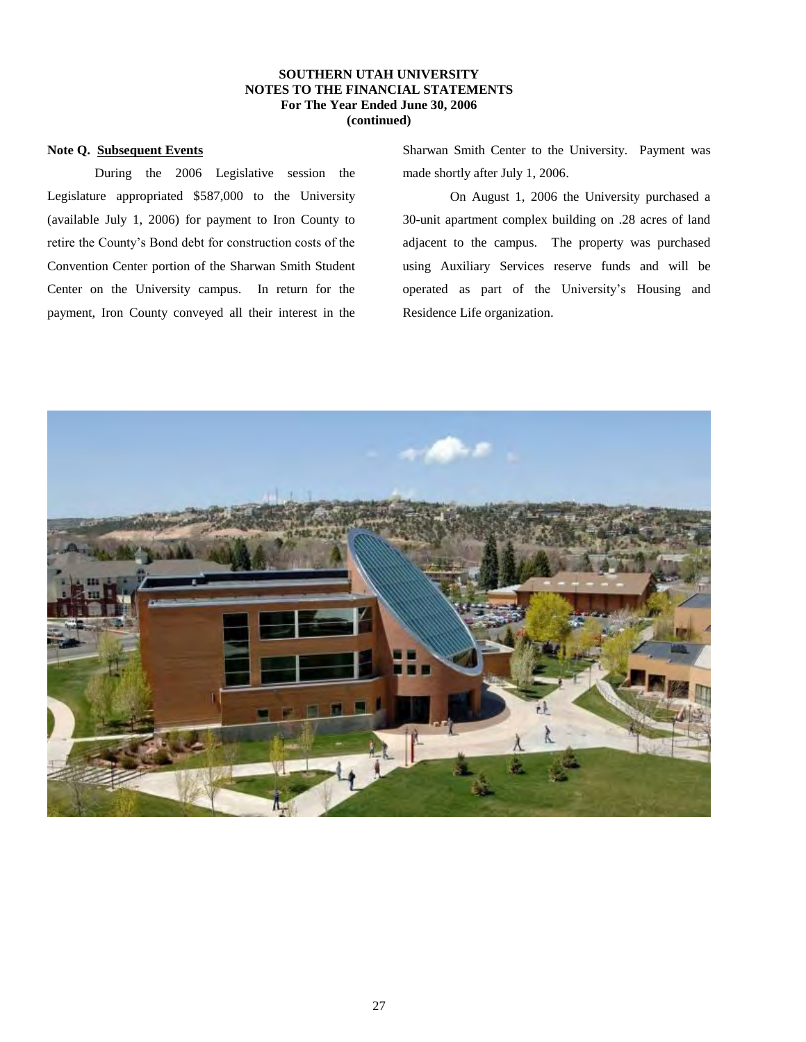**SOUTHERN UTAH UNIVERSITY**
**NOTES TO THE FINANCIAL STATEMENTS**
**For The Year Ended June 30, 2006**
**(continued)**

**Note Q. Subsequent Events**

During the 2006 Legislative session the Legislature appropriated $587,000 to the University (available July 1, 2006) for payment to Iron County to retire the County's Bond debt for construction costs of the Convention Center portion of the Sharwan Smith Student Center on the University campus. In return for the payment, Iron County conveyed all their interest in the Sharwan Smith Center to the University. Payment was made shortly after July 1, 2006.

On August 1, 2006 the University purchased a 30-unit apartment complex building on .28 acres of land adjacent to the campus. The property was purchased using Auxiliary Services reserve funds and will be operated as part of the University's Housing and Residence Life organization.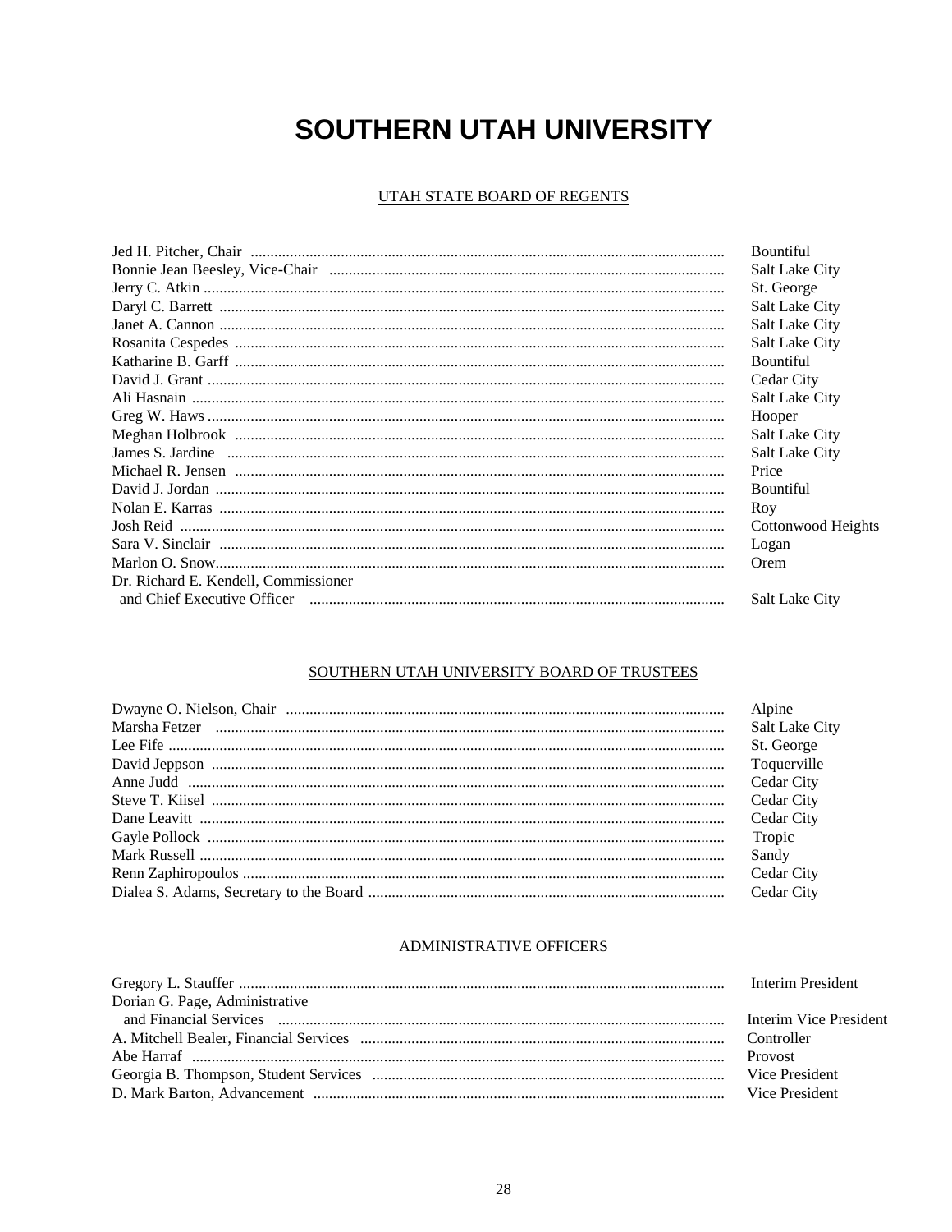# SOUTHERN UTAH UNIVERSITY

## UTAH STATE BOARD OF REGENTS

| Name | Location |
|---|---|
| Jed H. Pitcher, Chair | Bountiful |
| Bonnie Jean Beesley, Vice-Chair | Salt Lake City |
| Jerry C. Atkin | St. George |
| Daryl C. Barrett | Salt Lake City |
| Janet A. Cannon | Salt Lake City |
| Rosanita Cespedes | Salt Lake City |
| Katharine B. Garff | Bountiful |
| David J. Grant | Cedar City |
| Ali Hasnain | Salt Lake City |
| Greg W. Haws | Hooper |
| Meghan Holbrook | Salt Lake City |
| James S. Jardine | Salt Lake City |
| Michael R. Jensen | Price |
| David J. Jordan | Bountiful |
| Nolan E. Karras | Roy |
| Josh Reid | Cottonwood Heights |
| Sara V. Sinclair | Logan |
| Marlon O. Snow | Orem |
| Dr. Richard E. Kendell, Commissioner and Chief Executive Officer | Salt Lake City |

## SOUTHERN UTAH UNIVERSITY BOARD OF TRUSTEES

| Name | Location |
|---|---|
| Dwayne O. Nielson, Chair | Alpine |
| Marsha Fetzer | Salt Lake City |
| Lee Fife | St. George |
| David Jeppson | Toquerville |
| Anne Judd | Cedar City |
| Steve T. Kiisel | Cedar City |
| Dane Leavitt | Cedar City |
| Gayle Pollock | Tropic |
| Mark Russell | Sandy |
| Renn Zaphiropoulos | Cedar City |
| Dialea S. Adams, Secretary to the Board | Cedar City |

## ADMINISTRATIVE OFFICERS

| Name | Title |
|---|---|
| Gregory L. Stauffer | Interim President |
| Dorian G. Page, Administrative and Financial Services | Interim Vice President |
| A. Mitchell Bealer, Financial Services | Controller |
| Abe Harraf | Provost |
| Georgia B. Thompson, Student Services | Vice President |
| D. Mark Barton, Advancement | Vice President |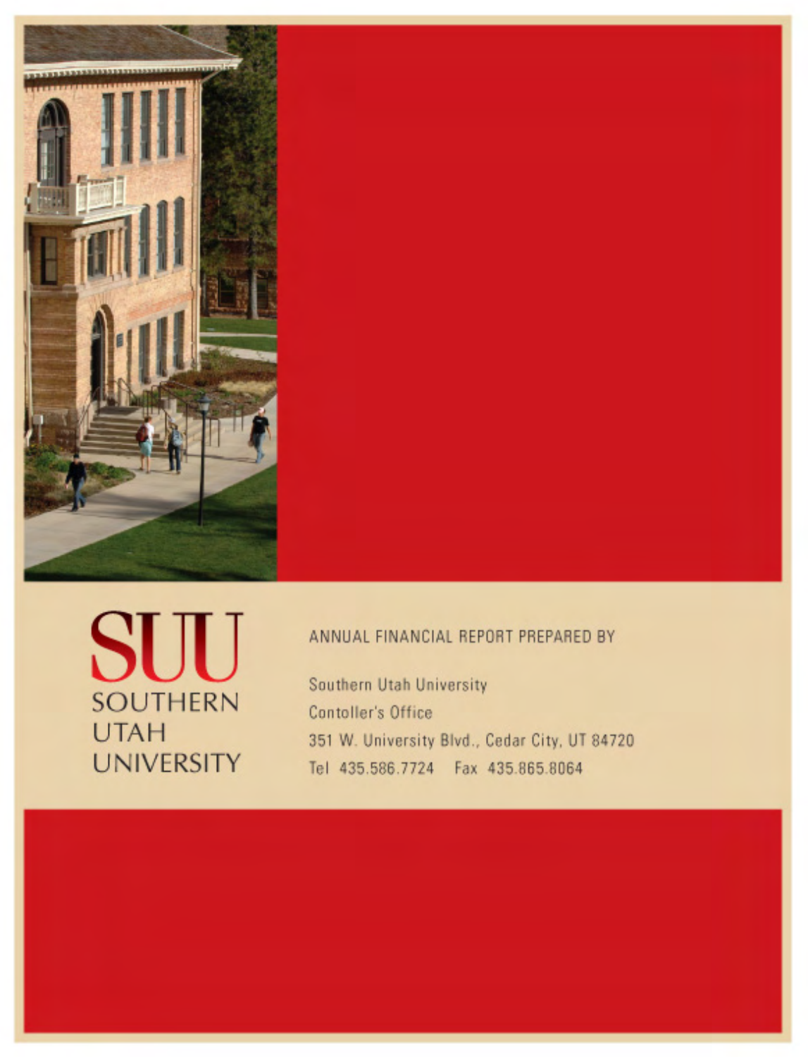SUU

SOUTHERN UTAH UNIVERSITY

ANNUAL FINANCIAL REPORT PREPARED BY

Southern Utah University

Contoller's Office

351 W. University Blvd., Cedar City, UT 84720

Tel 435.586.7724 Fax 435.865.8064